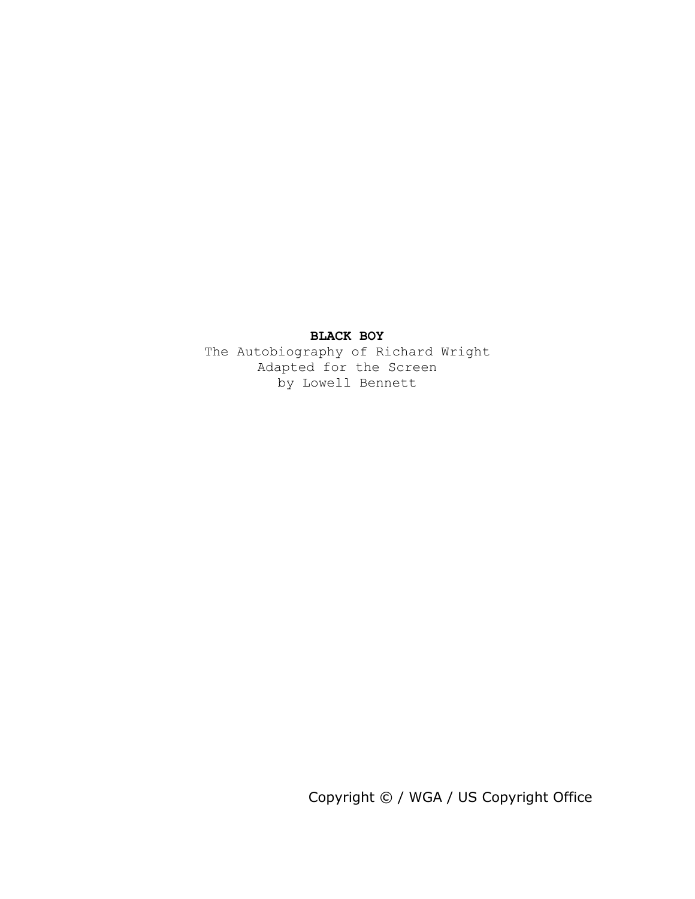**BLACK BOY**

The Autobiography of Richard Wright
Adapted for the Screen
by Lowell Bennett

Copyright © / WGA / US Copyright Office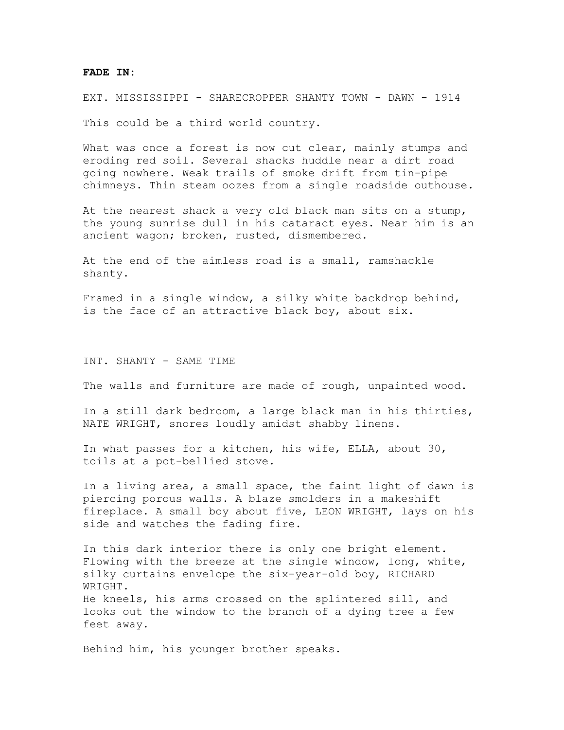**FADE IN:**

EXT. MISSISSIPPI - SHARECROPPER SHANTY TOWN - DAWN - 1914

This could be a third world country.

What was once a forest is now cut clear, mainly stumps and eroding red soil. Several shacks huddle near a dirt road going nowhere. Weak trails of smoke drift from tin-pipe chimneys. Thin steam oozes from a single roadside outhouse.

At the nearest shack a very old black man sits on a stump, the young sunrise dull in his cataract eyes. Near him is an ancient wagon; broken, rusted, dismembered.

At the end of the aimless road is a small, ramshackle shanty.

Framed in a single window, a silky white backdrop behind, is the face of an attractive black boy, about six.

INT. SHANTY - SAME TIME

The walls and furniture are made of rough, unpainted wood.

In a still dark bedroom, a large black man in his thirties, NATE WRIGHT, snores loudly amidst shabby linens.

In what passes for a kitchen, his wife, ELLA, about 30, toils at a pot-bellied stove.

In a living area, a small space, the faint light of dawn is piercing porous walls. A blaze smolders in a makeshift fireplace. A small boy about five, LEON WRIGHT, lays on his side and watches the fading fire.

In this dark interior there is only one bright element. Flowing with the breeze at the single window, long, white, silky curtains envelope the six-year-old boy, RICHARD WRIGHT.
He kneels, his arms crossed on the splintered sill, and looks out the window to the branch of a dying tree a few feet away.

Behind him, his younger brother speaks.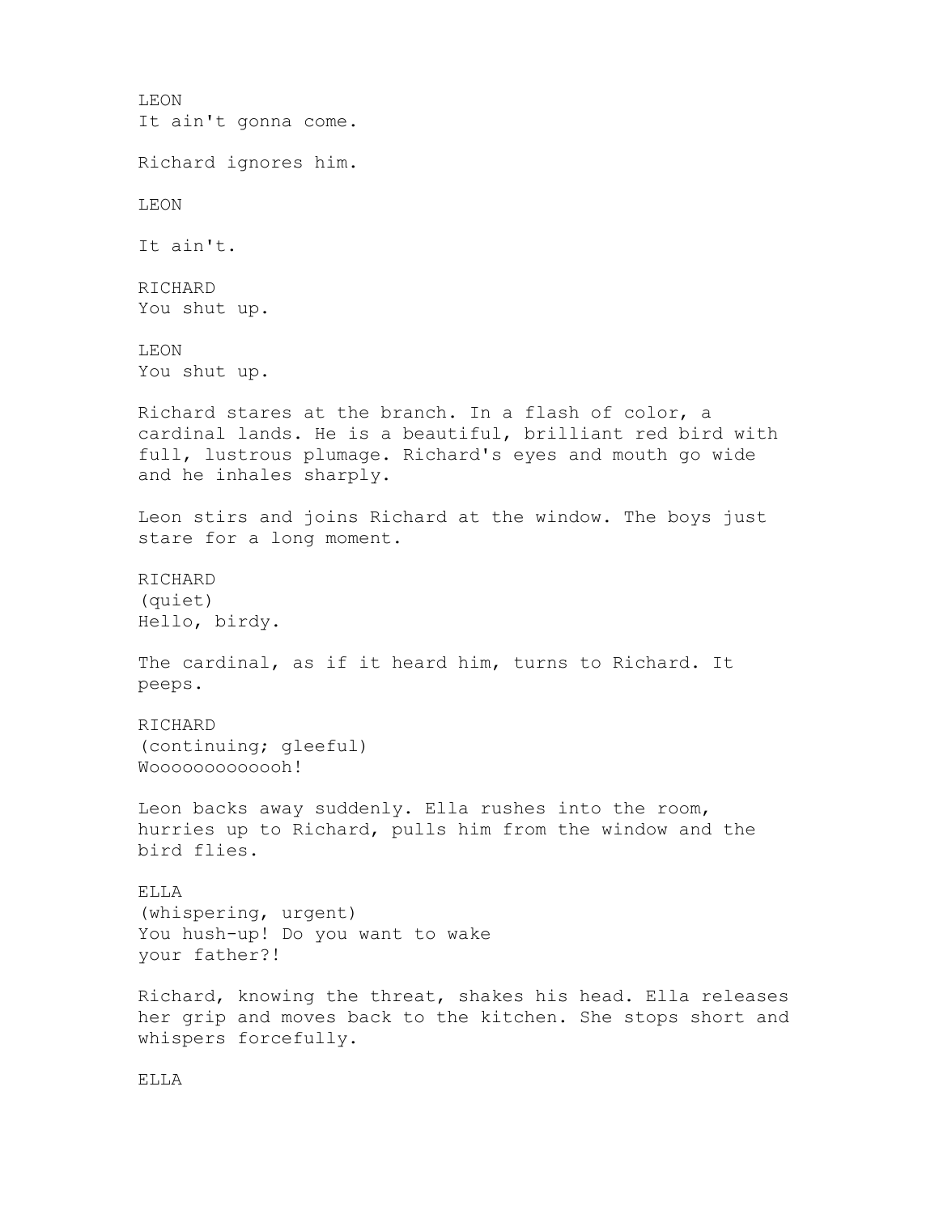LEON
It ain't gonna come.

Richard ignores him.

LEON

It ain't.

RICHARD
You shut up.

LEON
You shut up.

Richard stares at the branch. In a flash of color, a cardinal lands. He is a beautiful, brilliant red bird with full, lustrous plumage. Richard's eyes and mouth go wide and he inhales sharply.

Leon stirs and joins Richard at the window. The boys just stare for a long moment.

RICHARD
(quiet)
Hello, birdy.

The cardinal, as if it heard him, turns to Richard. It peeps.

RICHARD
(continuing; gleeful)
Wooooooooooooh!

Leon backs away suddenly. Ella rushes into the room, hurries up to Richard, pulls him from the window and the bird flies.

ELLA
(whispering, urgent)
You hush-up! Do you want to wake
your father?!

Richard, knowing the threat, shakes his head. Ella releases her grip and moves back to the kitchen. She stops short and whispers forcefully.

ELLA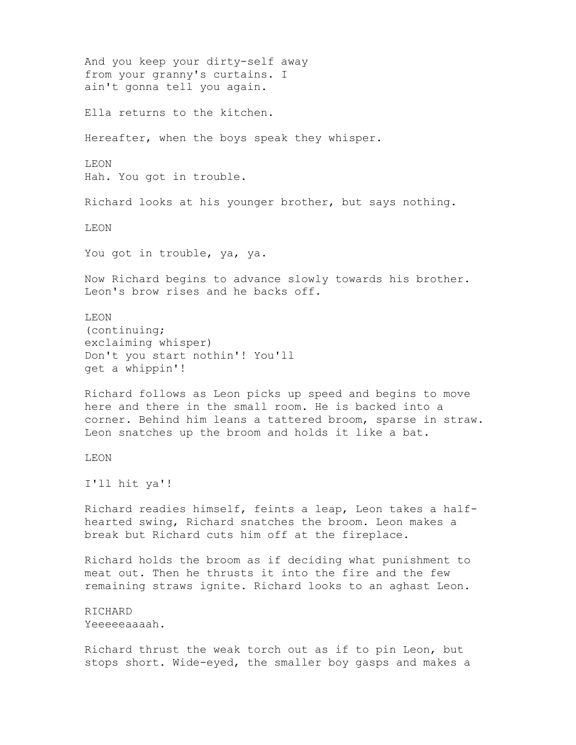And you keep your dirty-self away
from your granny's curtains. I
ain't gonna tell you again.

Ella returns to the kitchen.

Hereafter, when the boys speak they whisper.

LEON
Hah. You got in trouble.

Richard looks at his younger brother, but says nothing.

LEON

You got in trouble, ya, ya.

Now Richard begins to advance slowly towards his brother. Leon's brow rises and he backs off.

LEON
(continuing;
exclaiming whisper)
Don't you start nothin'! You'll
get a whippin'!

Richard follows as Leon picks up speed and begins to move here and there in the small room. He is backed into a corner. Behind him leans a tattered broom, sparse in straw. Leon snatches up the broom and holds it like a bat.

LEON

I'll hit ya'!

Richard readies himself, feints a leap, Leon takes a half-hearted swing, Richard snatches the broom. Leon makes a break but Richard cuts him off at the fireplace.

Richard holds the broom as if deciding what punishment to meat out. Then he thrusts it into the fire and the few remaining straws ignite. Richard looks to an aghast Leon.

RICHARD
Yeeeeeaaaah.

Richard thrust the weak torch out as if to pin Leon, but stops short. Wide-eyed, the smaller boy gasps and makes a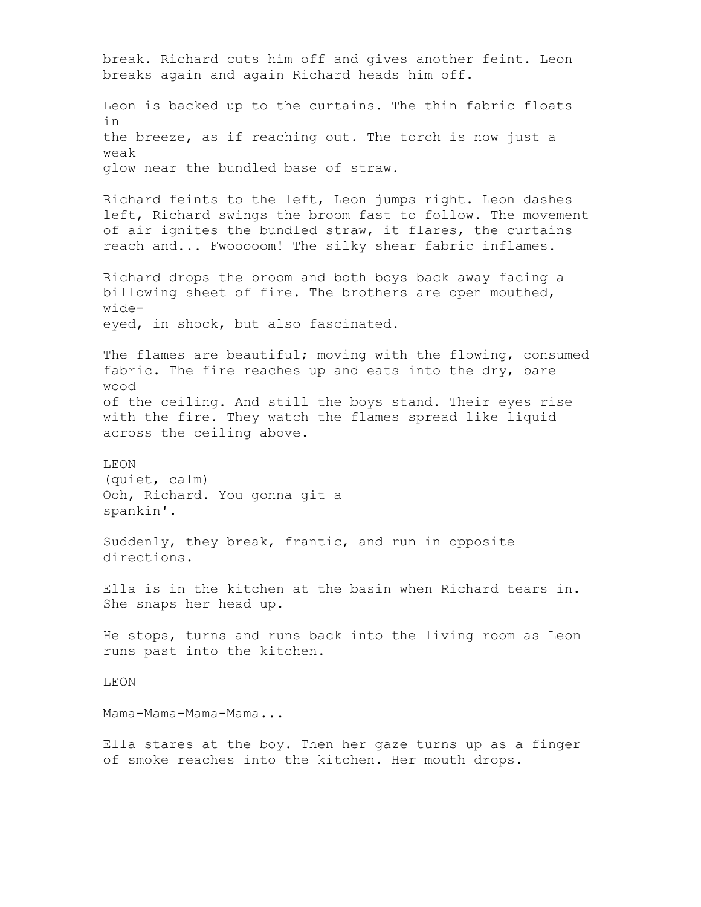break. Richard cuts him off and gives another feint. Leon breaks again and again Richard heads him off.

Leon is backed up to the curtains. The thin fabric floats in the breeze, as if reaching out. The torch is now just a weak glow near the bundled base of straw.

Richard feints to the left, Leon jumps right. Leon dashes left, Richard swings the broom fast to follow. The movement of air ignites the bundled straw, it flares, the curtains reach and... Fwooooom! The silky shear fabric inflames.

Richard drops the broom and both boys back away facing a billowing sheet of fire. The brothers are open mouthed, wide-eyed, in shock, but also fascinated.

The flames are beautiful; moving with the flowing, consumed fabric. The fire reaches up and eats into the dry, bare wood of the ceiling. And still the boys stand. Their eyes rise with the fire. They watch the flames spread like liquid across the ceiling above.

LEON
(quiet, calm)
Ooh, Richard. You gonna git a spankin'.

Suddenly, they break, frantic, and run in opposite directions.

Ella is in the kitchen at the basin when Richard tears in. She snaps her head up.

He stops, turns and runs back into the living room as Leon runs past into the kitchen.

LEON

Mama-Mama-Mama-Mama...

Ella stares at the boy. Then her gaze turns up as a finger of smoke reaches into the kitchen. Her mouth drops.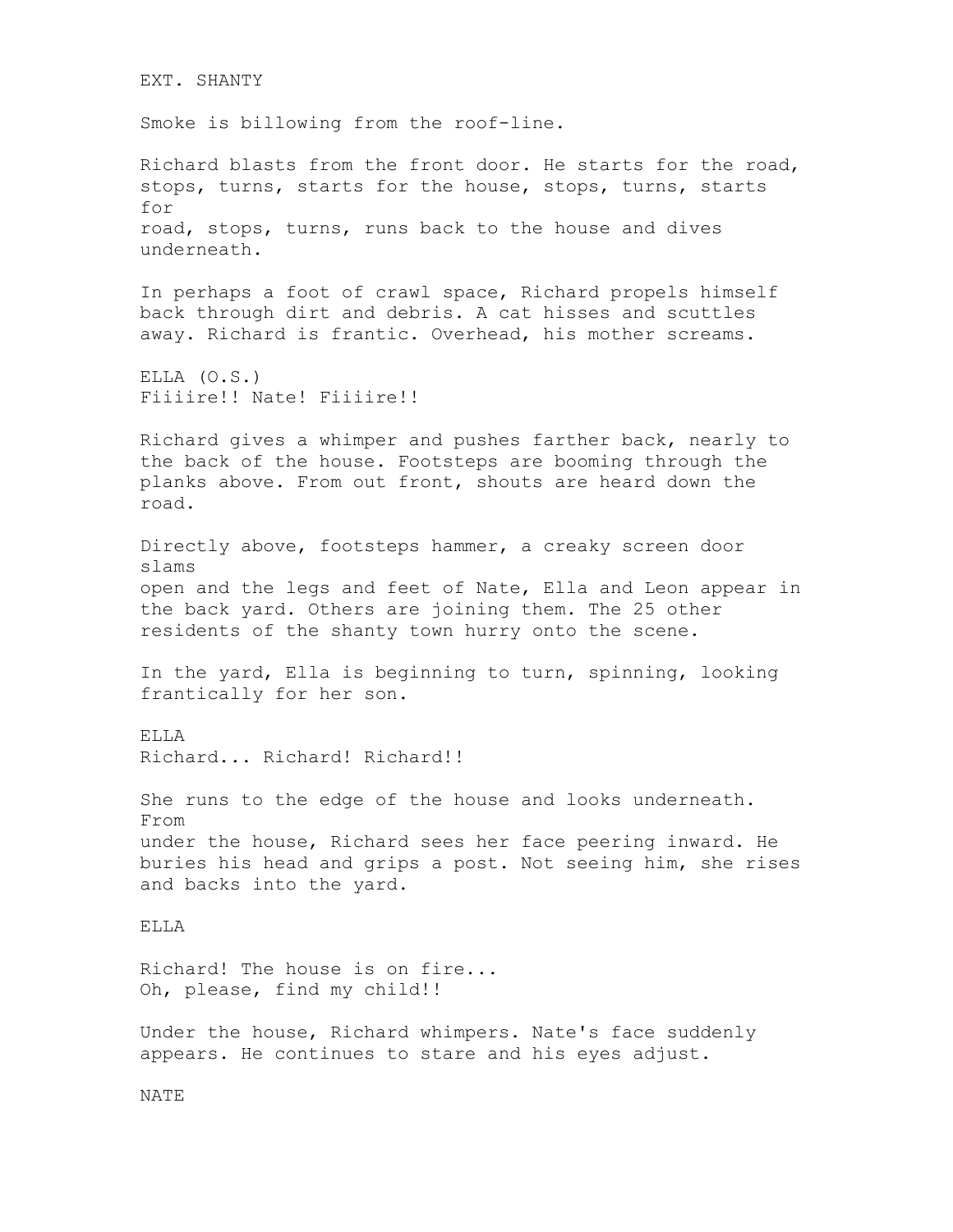EXT. SHANTY

Smoke is billowing from the roof-line.

Richard blasts from the front door. He starts for the road, stops, turns, starts for the house, stops, turns, starts for road, stops, turns, runs back to the house and dives underneath.

In perhaps a foot of crawl space, Richard propels himself back through dirt and debris. A cat hisses and scuttles away. Richard is frantic. Overhead, his mother screams.

ELLA (O.S.)
Fiiiire!! Nate! Fiiiire!!

Richard gives a whimper and pushes farther back, nearly to the back of the house. Footsteps are booming through the planks above. From out front, shouts are heard down the road.

Directly above, footsteps hammer, a creaky screen door slams open and the legs and feet of Nate, Ella and Leon appear in the back yard. Others are joining them. The 25 other residents of the shanty town hurry onto the scene.

In the yard, Ella is beginning to turn, spinning, looking frantically for her son.

ELLA
Richard... Richard! Richard!!

She runs to the edge of the house and looks underneath. From under the house, Richard sees her face peering inward. He buries his head and grips a post. Not seeing him, she rises and backs into the yard.

ELLA

Richard! The house is on fire...
Oh, please, find my child!!

Under the house, Richard whimpers. Nate's face suddenly appears. He continues to stare and his eyes adjust.

NATE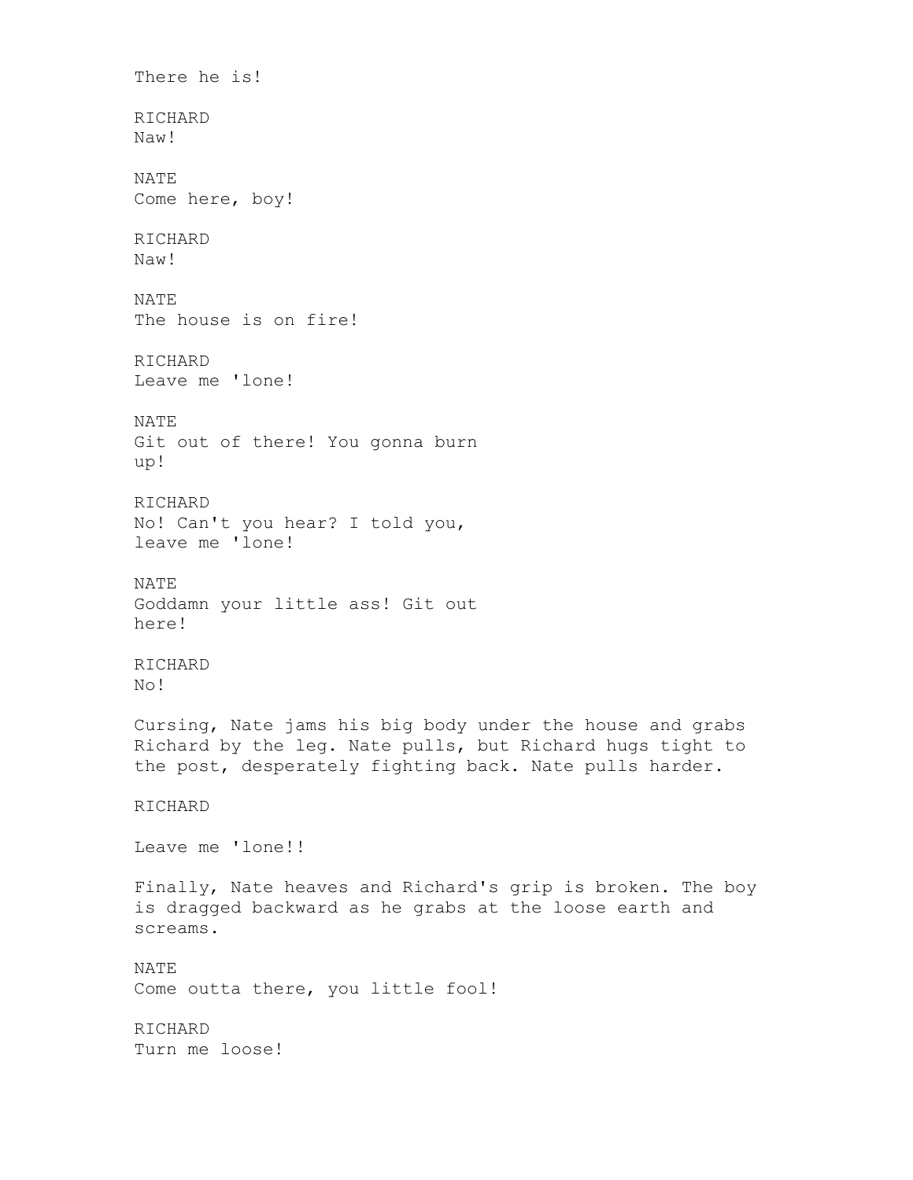There he is!

RICHARD
Naw!

NATE
Come here, boy!

RICHARD
Naw!

NATE
The house is on fire!

RICHARD
Leave me 'lone!

NATE
Git out of there! You gonna burn
up!

RICHARD
No! Can't you hear? I told you,
leave me 'lone!

NATE
Goddamn your little ass! Git out
here!

RICHARD
No!

Cursing, Nate jams his big body under the house and grabs Richard by the leg. Nate pulls, but Richard hugs tight to the post, desperately fighting back. Nate pulls harder.

RICHARD

Leave me 'lone!!

Finally, Nate heaves and Richard's grip is broken. The boy is dragged backward as he grabs at the loose earth and screams.

NATE
Come outta there, you little fool!

RICHARD
Turn me loose!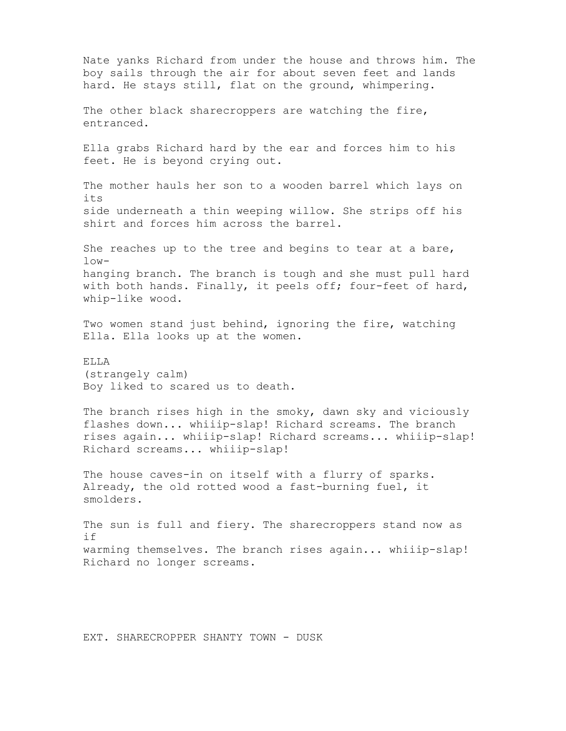Nate yanks Richard from under the house and throws him. The boy sails through the air for about seven feet and lands hard. He stays still, flat on the ground, whimpering.

The other black sharecroppers are watching the fire, entranced.

Ella grabs Richard hard by the ear and forces him to his feet. He is beyond crying out.

The mother hauls her son to a wooden barrel which lays on its side underneath a thin weeping willow. She strips off his shirt and forces him across the barrel.

She reaches up to the tree and begins to tear at a bare, low-hanging branch. The branch is tough and she must pull hard with both hands. Finally, it peels off; four-feet of hard, whip-like wood.

Two women stand just behind, ignoring the fire, watching Ella. Ella looks up at the women.

ELLA
(strangely calm)
Boy liked to scared us to death.

The branch rises high in the smoky, dawn sky and viciously flashes down... whiiip-slap! Richard screams. The branch rises again... whiiip-slap! Richard screams... whiiip-slap! Richard screams... whiiip-slap!

The house caves-in on itself with a flurry of sparks. Already, the old rotted wood a fast-burning fuel, it smolders.

The sun is full and fiery. The sharecroppers stand now as if warming themselves. The branch rises again... whiiip-slap! Richard no longer screams.

EXT. SHARECROPPER SHANTY TOWN - DUSK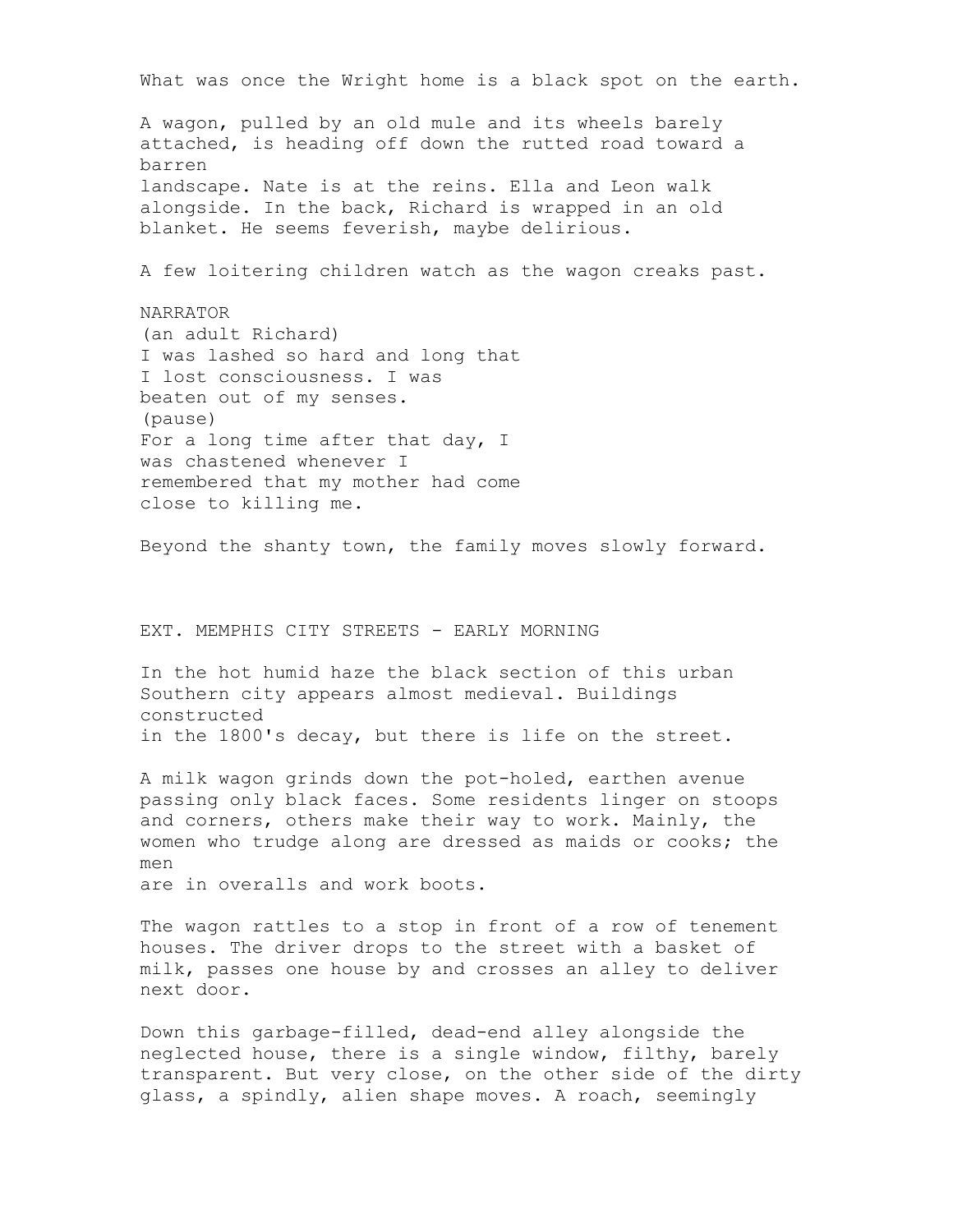What was once the Wright home is a black spot on the earth.

A wagon, pulled by an old mule and its wheels barely attached, is heading off down the rutted road toward a barren landscape. Nate is at the reins. Ella and Leon walk alongside. In the back, Richard is wrapped in an old blanket. He seems feverish, maybe delirious.

A few loitering children watch as the wagon creaks past.

NARRATOR
(an adult Richard)
I was lashed so hard and long that I lost consciousness. I was beaten out of my senses.
(pause)
For a long time after that day, I was chastened whenever I remembered that my mother had come close to killing me.

Beyond the shanty town, the family moves slowly forward.

EXT. MEMPHIS CITY STREETS - EARLY MORNING

In the hot humid haze the black section of this urban Southern city appears almost medieval. Buildings constructed in the 1800's decay, but there is life on the street.

A milk wagon grinds down the pot-holed, earthen avenue passing only black faces. Some residents linger on stoops and corners, others make their way to work. Mainly, the women who trudge along are dressed as maids or cooks; the men are in overalls and work boots.

The wagon rattles to a stop in front of a row of tenement houses. The driver drops to the street with a basket of milk, passes one house by and crosses an alley to deliver next door.

Down this garbage-filled, dead-end alley alongside the neglected house, there is a single window, filthy, barely transparent. But very close, on the other side of the dirty glass, a spindly, alien shape moves. A roach, seemingly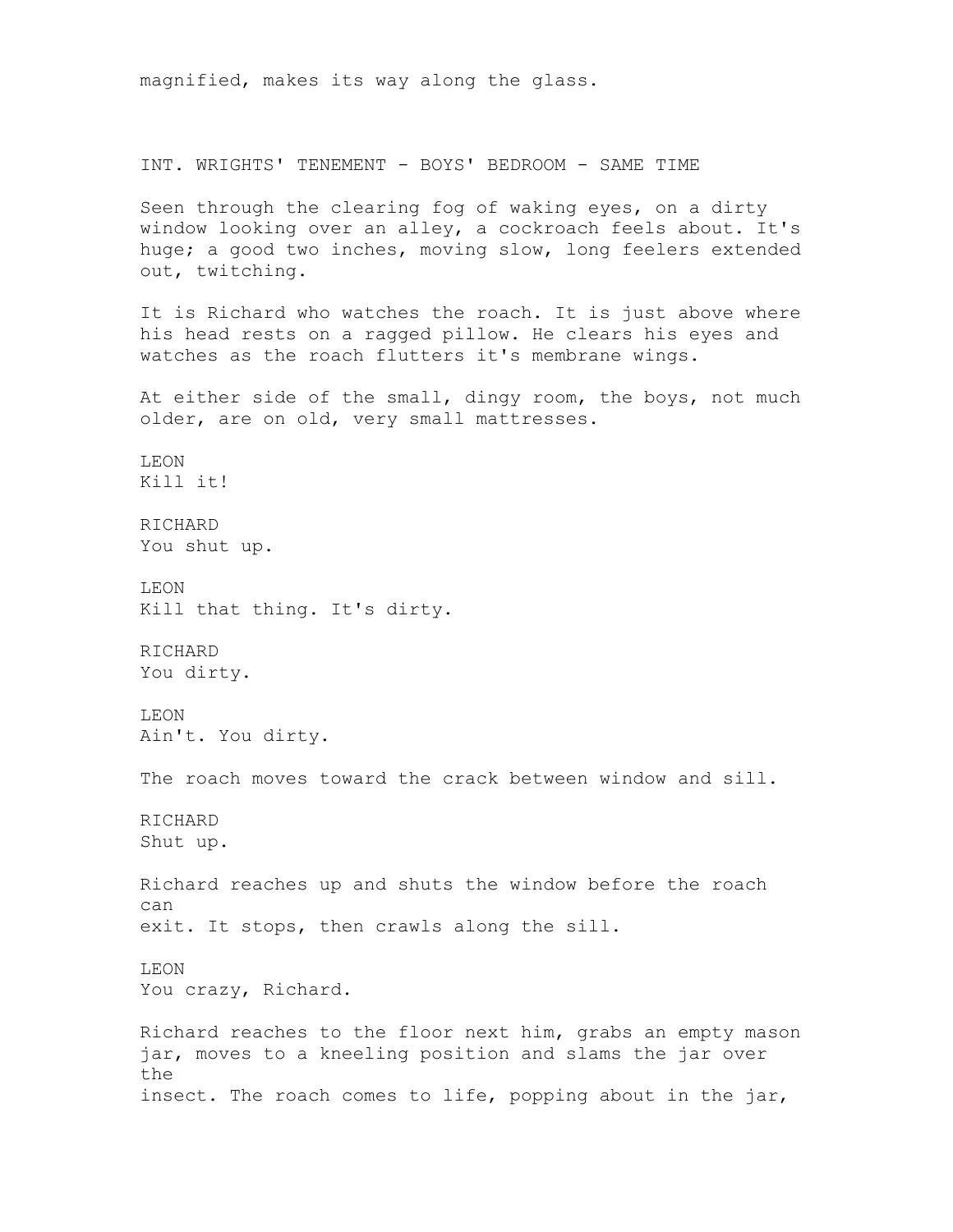magnified, makes its way along the glass.

INT. WRIGHTS' TENEMENT - BOYS' BEDROOM - SAME TIME

Seen through the clearing fog of waking eyes, on a dirty window looking over an alley, a cockroach feels about. It's huge; a good two inches, moving slow, long feelers extended out, twitching.

It is Richard who watches the roach. It is just above where his head rests on a ragged pillow. He clears his eyes and watches as the roach flutters it's membrane wings.

At either side of the small, dingy room, the boys, not much older, are on old, very small mattresses.

LEON
Kill it!

RICHARD
You shut up.

LEON
Kill that thing. It's dirty.

RICHARD
You dirty.

LEON
Ain't. You dirty.

The roach moves toward the crack between window and sill.

RICHARD
Shut up.

Richard reaches up and shuts the window before the roach can
exit. It stops, then crawls along the sill.

LEON
You crazy, Richard.

Richard reaches to the floor next him, grabs an empty mason jar, moves to a kneeling position and slams the jar over the
insect. The roach comes to life, popping about in the jar,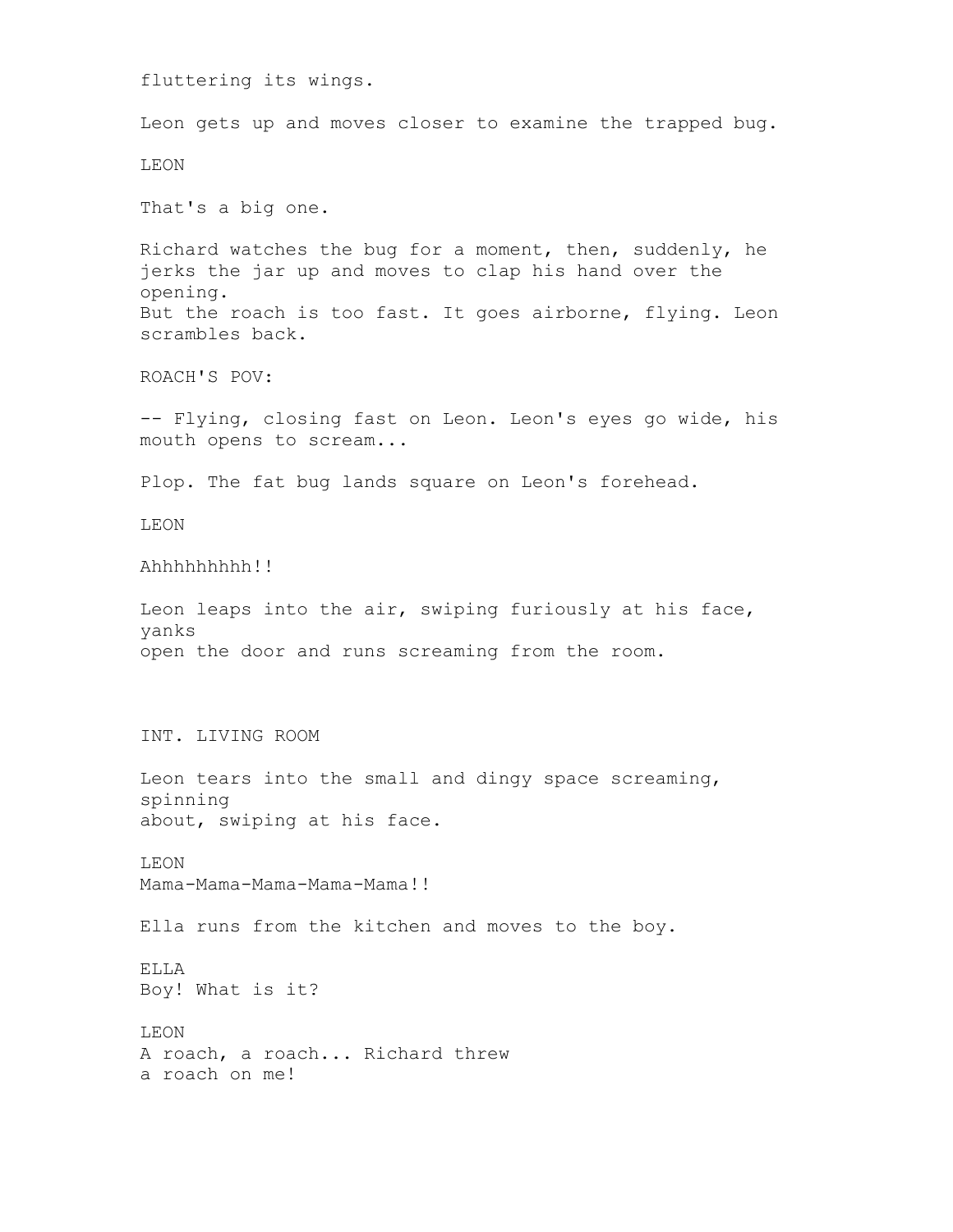fluttering its wings.

Leon gets up and moves closer to examine the trapped bug.

LEON

That's a big one.

Richard watches the bug for a moment, then, suddenly, he jerks the jar up and moves to clap his hand over the opening.
But the roach is too fast. It goes airborne, flying. Leon scrambles back.

ROACH'S POV:

-- Flying, closing fast on Leon. Leon's eyes go wide, his mouth opens to scream...

Plop. The fat bug lands square on Leon's forehead.

LEON

Ahhhhhhhhh!!

Leon leaps into the air, swiping furiously at his face, yanks
open the door and runs screaming from the room.

INT. LIVING ROOM

Leon tears into the small and dingy space screaming, spinning
about, swiping at his face.

LEON
Mama-Mama-Mama-Mama-Mama!!

Ella runs from the kitchen and moves to the boy.

ELLA
Boy! What is it?

LEON
A roach, a roach... Richard threw
a roach on me!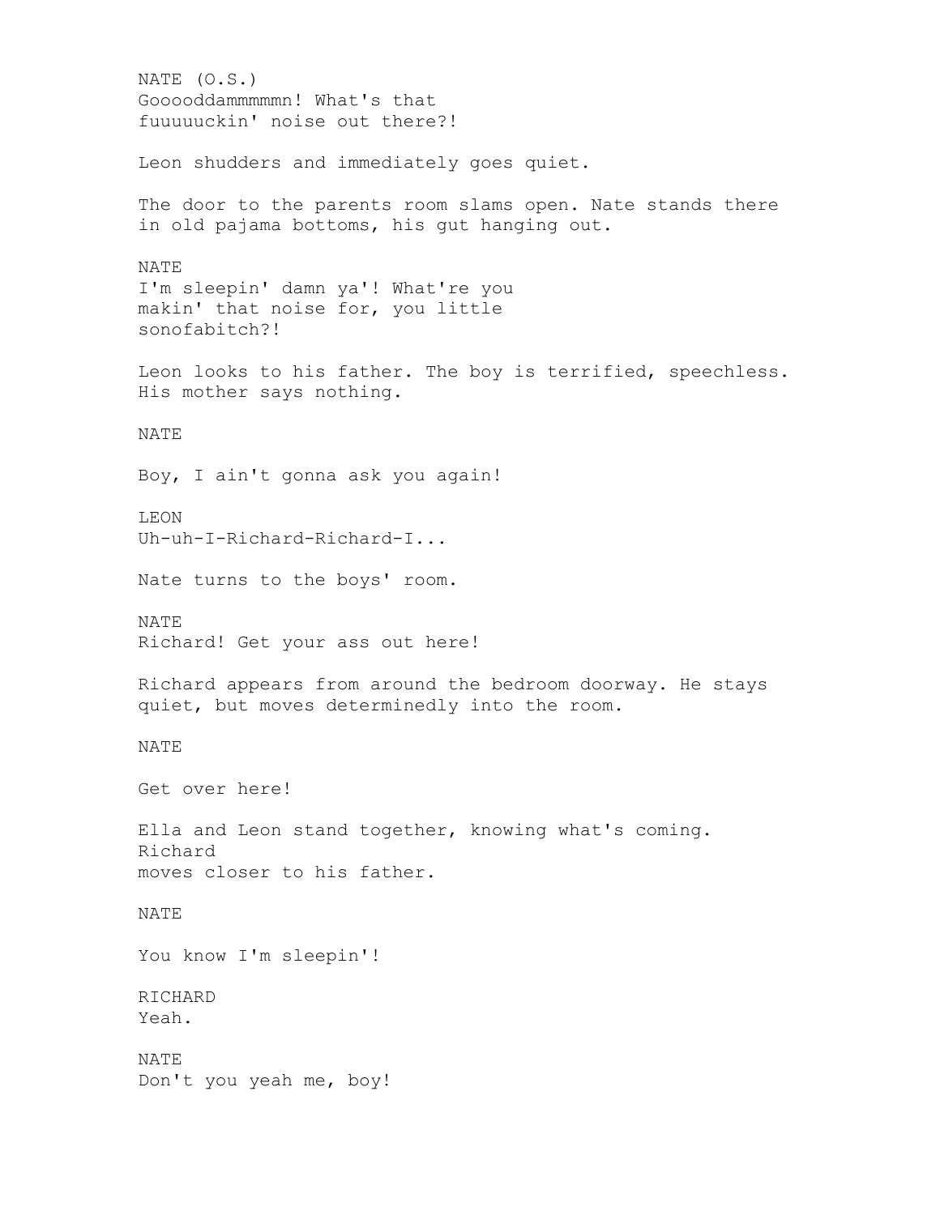NATE (O.S.)
Gooooddammmmmn! What's that
fuuuuuckin' noise out there?!

Leon shudders and immediately goes quiet.

The door to the parents room slams open. Nate stands there in old pajama bottoms, his gut hanging out.

NATE
I'm sleepin' damn ya'! What're you
makin' that noise for, you little
sonofabitch?!

Leon looks to his father. The boy is terrified, speechless. His mother says nothing.

NATE

Boy, I ain't gonna ask you again!

LEON
Uh-uh-I-Richard-Richard-I...

Nate turns to the boys' room.

NATE
Richard! Get your ass out here!

Richard appears from around the bedroom doorway. He stays quiet, but moves determinedly into the room.

NATE

Get over here!

Ella and Leon stand together, knowing what's coming. Richard
moves closer to his father.

NATE

You know I'm sleepin'!

RICHARD
Yeah.

NATE
Don't you yeah me, boy!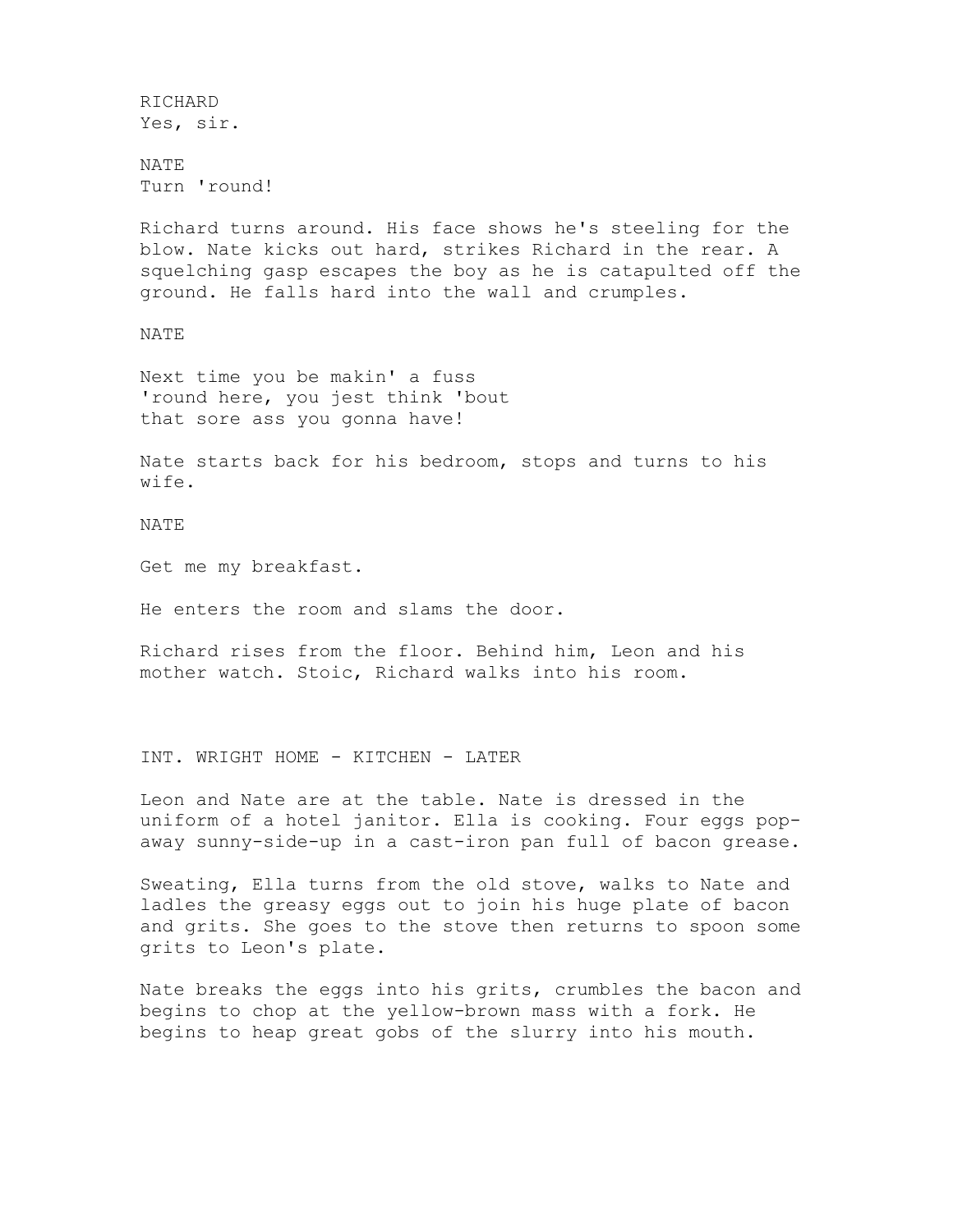RICHARD
Yes, sir.

NATE
Turn 'round!

Richard turns around. His face shows he's steeling for the blow. Nate kicks out hard, strikes Richard in the rear. A squelching gasp escapes the boy as he is catapulted off the ground. He falls hard into the wall and crumples.

NATE

Next time you be makin' a fuss
'round here, you jest think 'bout
that sore ass you gonna have!

Nate starts back for his bedroom, stops and turns to his wife.

NATE

Get me my breakfast.

He enters the room and slams the door.

Richard rises from the floor. Behind him, Leon and his mother watch. Stoic, Richard walks into his room.

INT. WRIGHT HOME - KITCHEN - LATER

Leon and Nate are at the table. Nate is dressed in the uniform of a hotel janitor. Ella is cooking. Four eggs pop-away sunny-side-up in a cast-iron pan full of bacon grease.

Sweating, Ella turns from the old stove, walks to Nate and ladles the greasy eggs out to join his huge plate of bacon and grits. She goes to the stove then returns to spoon some grits to Leon's plate.

Nate breaks the eggs into his grits, crumbles the bacon and begins to chop at the yellow-brown mass with a fork. He begins to heap great gobs of the slurry into his mouth.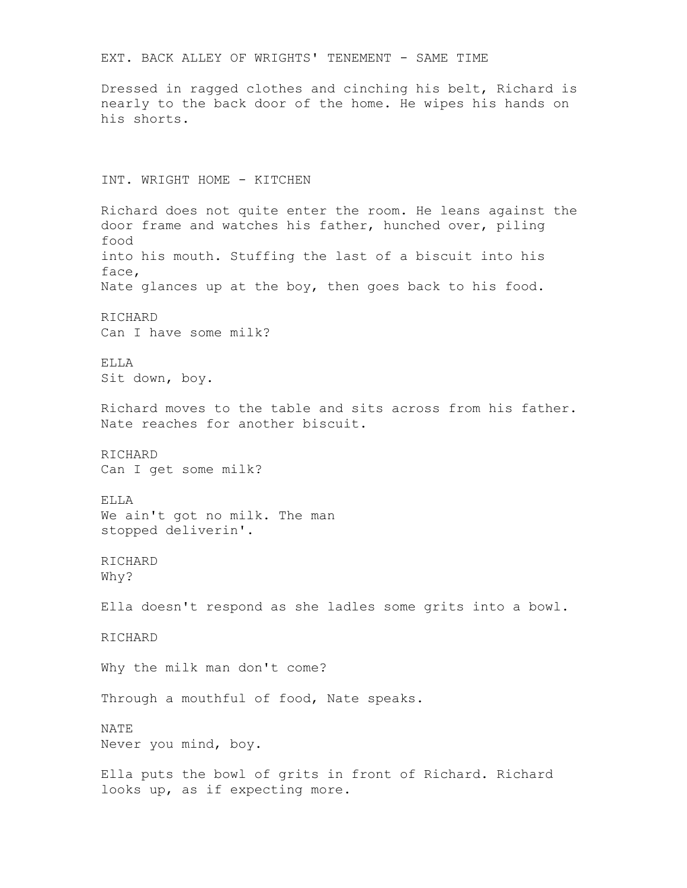EXT. BACK ALLEY OF WRIGHTS' TENEMENT - SAME TIME

Dressed in ragged clothes and cinching his belt, Richard is nearly to the back door of the home. He wipes his hands on his shorts.

INT. WRIGHT HOME - KITCHEN

Richard does not quite enter the room. He leans against the door frame and watches his father, hunched over, piling food into his mouth. Stuffing the last of a biscuit into his face, Nate glances up at the boy, then goes back to his food.

RICHARD
Can I have some milk?

ELLA
Sit down, boy.

Richard moves to the table and sits across from his father. Nate reaches for another biscuit.

RICHARD
Can I get some milk?

ELLA
We ain't got no milk. The man stopped deliverin'.

RICHARD
Why?

Ella doesn't respond as she ladles some grits into a bowl.

RICHARD

Why the milk man don't come?

Through a mouthful of food, Nate speaks.

NATE
Never you mind, boy.

Ella puts the bowl of grits in front of Richard. Richard looks up, as if expecting more.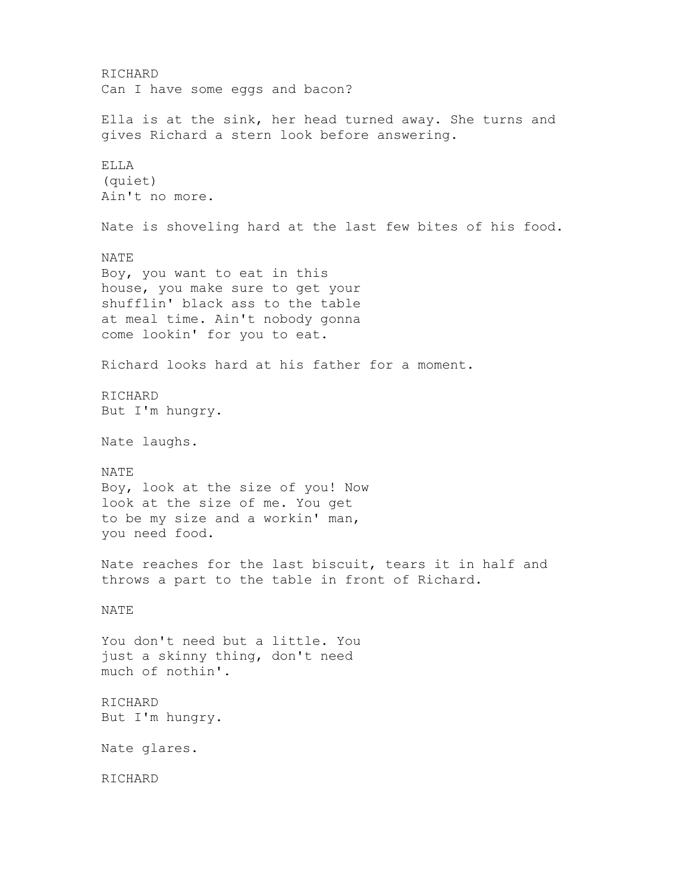RICHARD
Can I have some eggs and bacon?

Ella is at the sink, her head turned away. She turns and gives Richard a stern look before answering.

ELLA
(quiet)
Ain't no more.

Nate is shoveling hard at the last few bites of his food.

NATE
Boy, you want to eat in this house, you make sure to get your shufflin' black ass to the table at meal time. Ain't nobody gonna come lookin' for you to eat.

Richard looks hard at his father for a moment.

RICHARD
But I'm hungry.

Nate laughs.

NATE
Boy, look at the size of you! Now look at the size of me. You get to be my size and a workin' man, you need food.

Nate reaches for the last biscuit, tears it in half and throws a part to the table in front of Richard.

NATE
You don't need but a little. You just a skinny thing, don't need much of nothin'.

RICHARD
But I'm hungry.

Nate glares.

RICHARD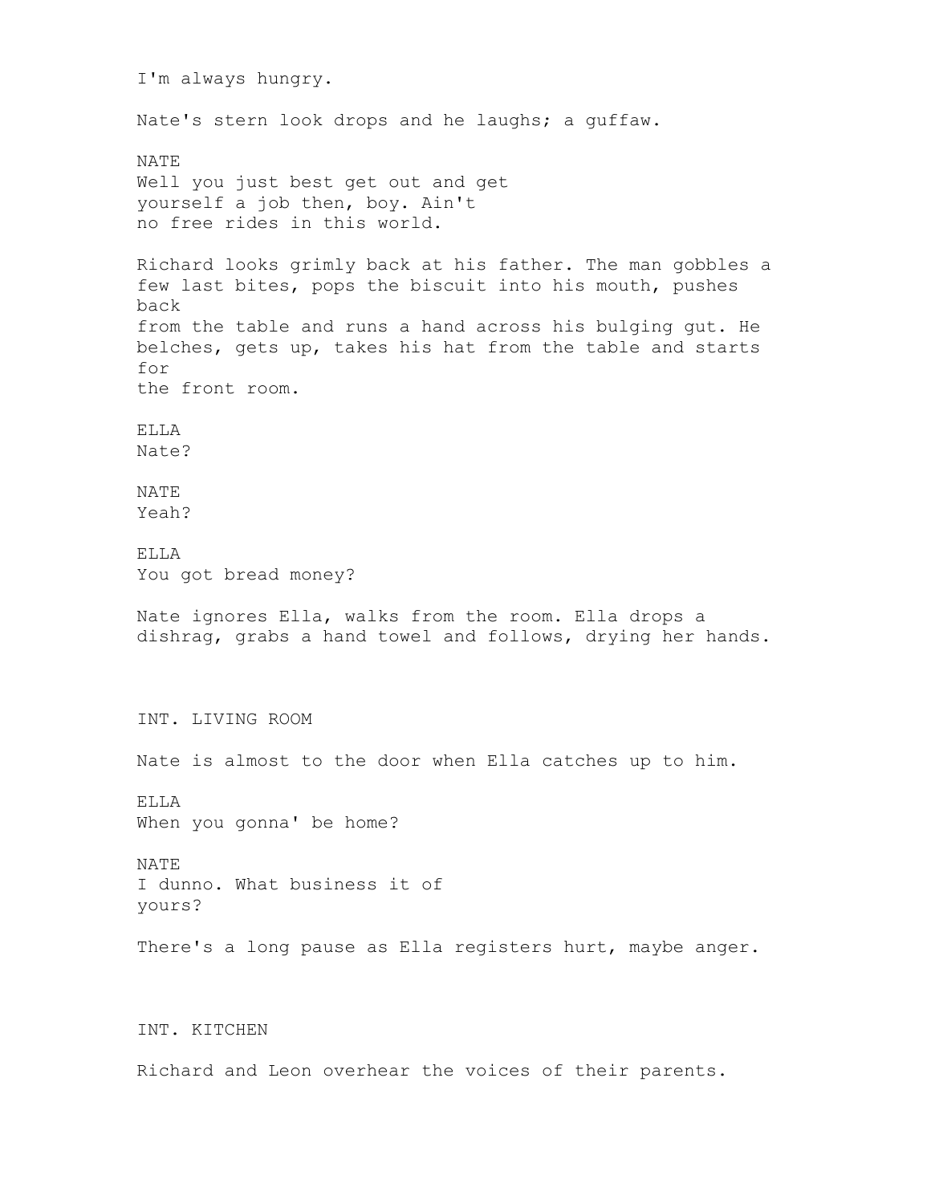I'm always hungry.

Nate's stern look drops and he laughs; a guffaw.

NATE
Well you just best get out and get yourself a job then, boy. Ain't no free rides in this world.

Richard looks grimly back at his father. The man gobbles a few last bites, pops the biscuit into his mouth, pushes back from the table and runs a hand across his bulging gut. He belches, gets up, takes his hat from the table and starts for the front room.

ELLA
Nate?

NATE
Yeah?

ELLA
You got bread money?

Nate ignores Ella, walks from the room. Ella drops a dishrag, grabs a hand towel and follows, drying her hands.

INT. LIVING ROOM

Nate is almost to the door when Ella catches up to him.

ELLA
When you gonna' be home?

NATE
I dunno. What business it of yours?

There's a long pause as Ella registers hurt, maybe anger.

INT. KITCHEN

Richard and Leon overhear the voices of their parents.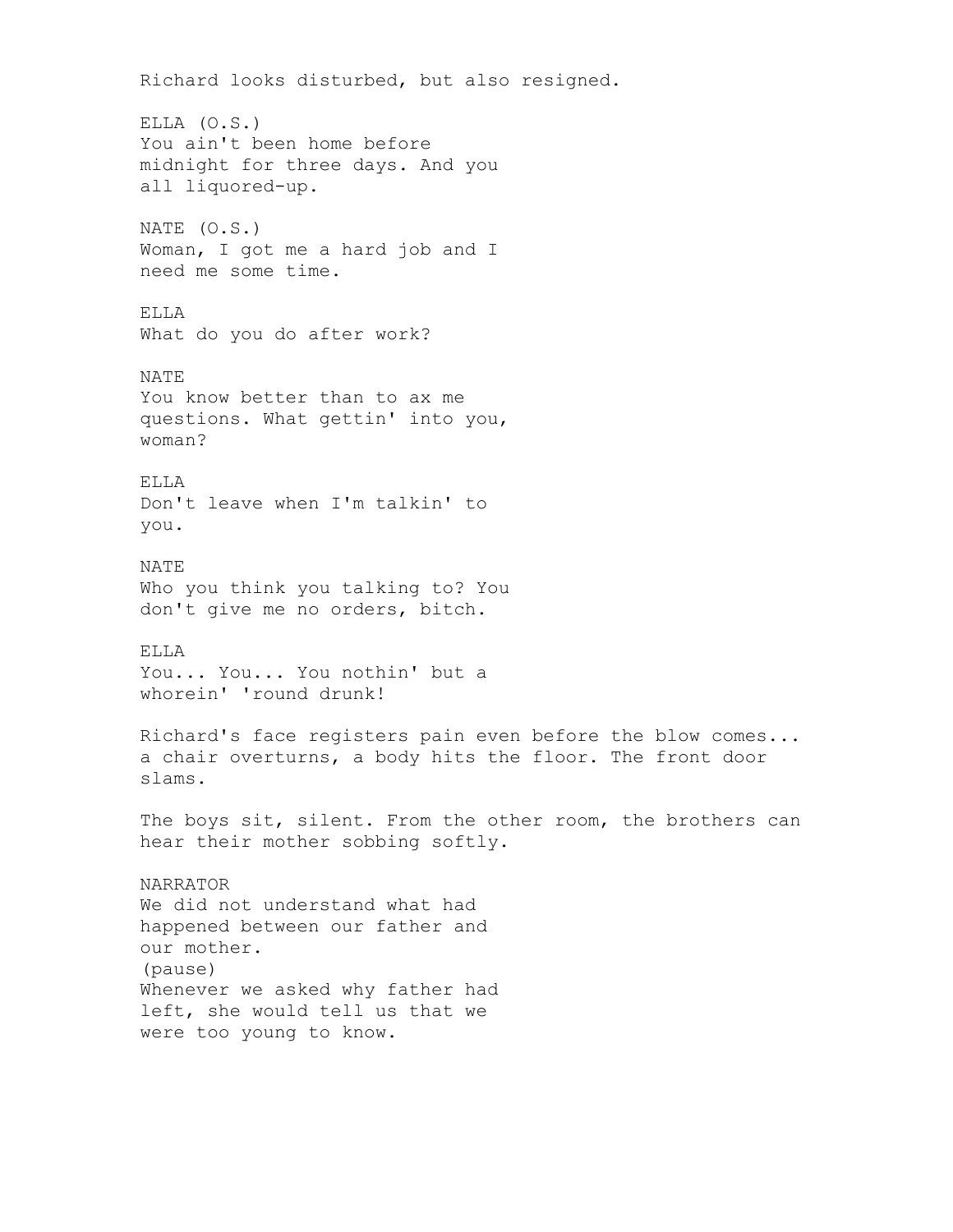Richard looks disturbed, but also resigned.

ELLA (O.S.)
You ain't been home before midnight for three days. And you all liquored-up.

NATE (O.S.)
Woman, I got me a hard job and I need me some time.

ELLA
What do you do after work?

NATE
You know better than to ax me questions. What gettin' into you, woman?

ELLA
Don't leave when I'm talkin' to you.

NATE
Who you think you talking to? You don't give me no orders, bitch.

ELLA
You... You... You nothin' but a whorein' 'round drunk!

Richard's face registers pain even before the blow comes... a chair overturns, a body hits the floor. The front door slams.

The boys sit, silent. From the other room, the brothers can hear their mother sobbing softly.

NARRATOR
We did not understand what had happened between our father and our mother.
(pause)
Whenever we asked why father had left, she would tell us that we were too young to know.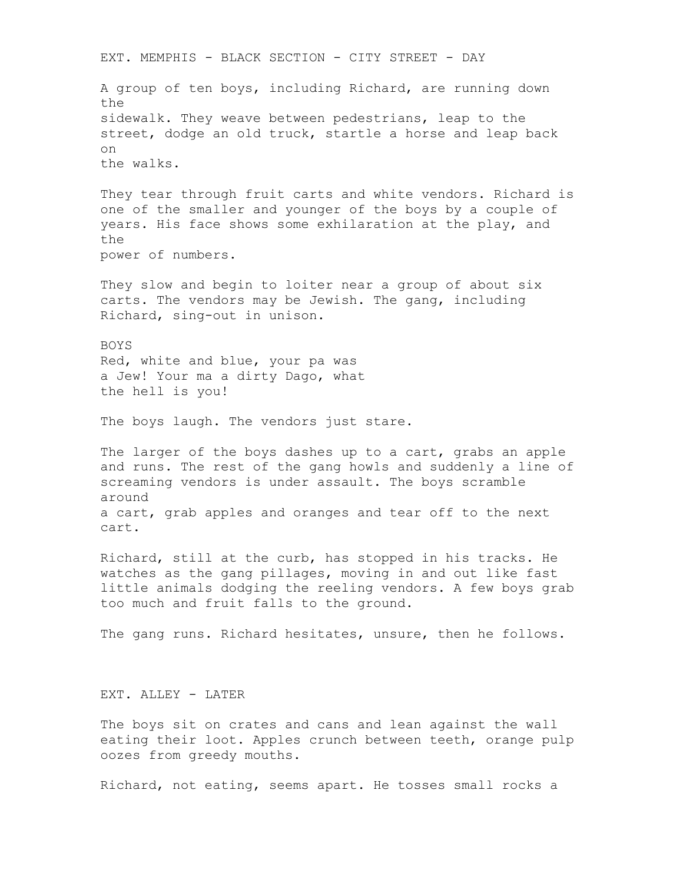EXT. MEMPHIS - BLACK SECTION - CITY STREET - DAY

A group of ten boys, including Richard, are running down the sidewalk. They weave between pedestrians, leap to the street, dodge an old truck, startle a horse and leap back on the walks.

They tear through fruit carts and white vendors. Richard is one of the smaller and younger of the boys by a couple of years. His face shows some exhilaration at the play, and the power of numbers.

They slow and begin to loiter near a group of about six carts. The vendors may be Jewish. The gang, including Richard, sing-out in unison.

BOYS
Red, white and blue, your pa was
a Jew! Your ma a dirty Dago, what
the hell is you!

The boys laugh. The vendors just stare.

The larger of the boys dashes up to a cart, grabs an apple and runs. The rest of the gang howls and suddenly a line of screaming vendors is under assault. The boys scramble around a cart, grab apples and oranges and tear off to the next cart.

Richard, still at the curb, has stopped in his tracks. He watches as the gang pillages, moving in and out like fast little animals dodging the reeling vendors. A few boys grab too much and fruit falls to the ground.

The gang runs. Richard hesitates, unsure, then he follows.

EXT. ALLEY - LATER

The boys sit on crates and cans and lean against the wall eating their loot. Apples crunch between teeth, orange pulp oozes from greedy mouths.

Richard, not eating, seems apart. He tosses small rocks a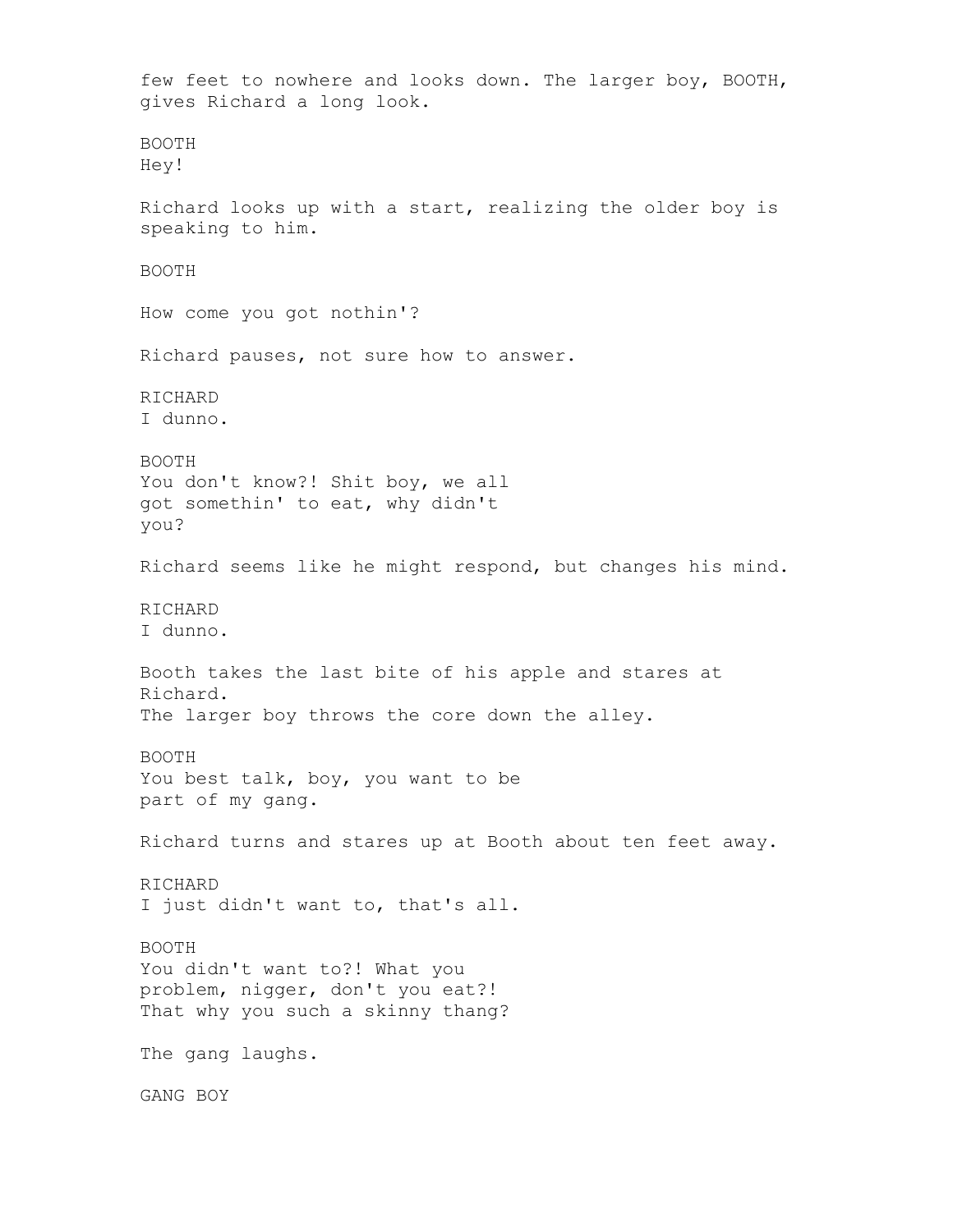few feet to nowhere and looks down. The larger boy, BOOTH, gives Richard a long look.

BOOTH
Hey!

Richard looks up with a start, realizing the older boy is speaking to him.

BOOTH

How come you got nothin'?

Richard pauses, not sure how to answer.

RICHARD
I dunno.

BOOTH
You don't know?! Shit boy, we all got somethin' to eat, why didn't you?

Richard seems like he might respond, but changes his mind.

RICHARD
I dunno.

Booth takes the last bite of his apple and stares at Richard.
The larger boy throws the core down the alley.

BOOTH
You best talk, boy, you want to be part of my gang.

Richard turns and stares up at Booth about ten feet away.

RICHARD
I just didn't want to, that's all.

BOOTH
You didn't want to?! What you problem, nigger, don't you eat?! That why you such a skinny thang?

The gang laughs.

GANG BOY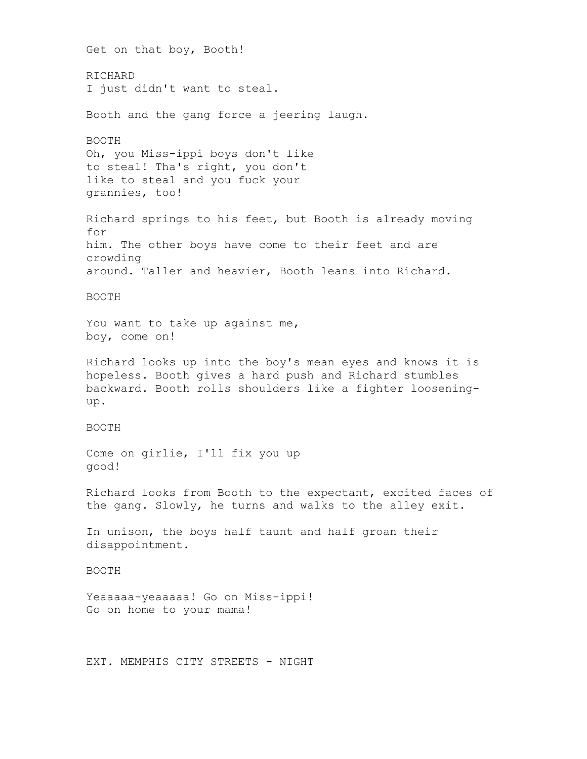Get on that boy, Booth!

RICHARD
I just didn't want to steal.

Booth and the gang force a jeering laugh.

BOOTH
Oh, you Miss-ippi boys don't like to steal! Tha's right, you don't like to steal and you fuck your grannies, too!

Richard springs to his feet, but Booth is already moving for him. The other boys have come to their feet and are crowding around. Taller and heavier, Booth leans into Richard.

BOOTH

You want to take up against me, boy, come on!

Richard looks up into the boy's mean eyes and knows it is hopeless. Booth gives a hard push and Richard stumbles backward. Booth rolls shoulders like a fighter loosening-up.

BOOTH

Come on girlie, I'll fix you up good!

Richard looks from Booth to the expectant, excited faces of the gang. Slowly, he turns and walks to the alley exit.

In unison, the boys half taunt and half groan their disappointment.

BOOTH

Yeaaaaa-yeaaaaa! Go on Miss-ippi! Go on home to your mama!

EXT. MEMPHIS CITY STREETS - NIGHT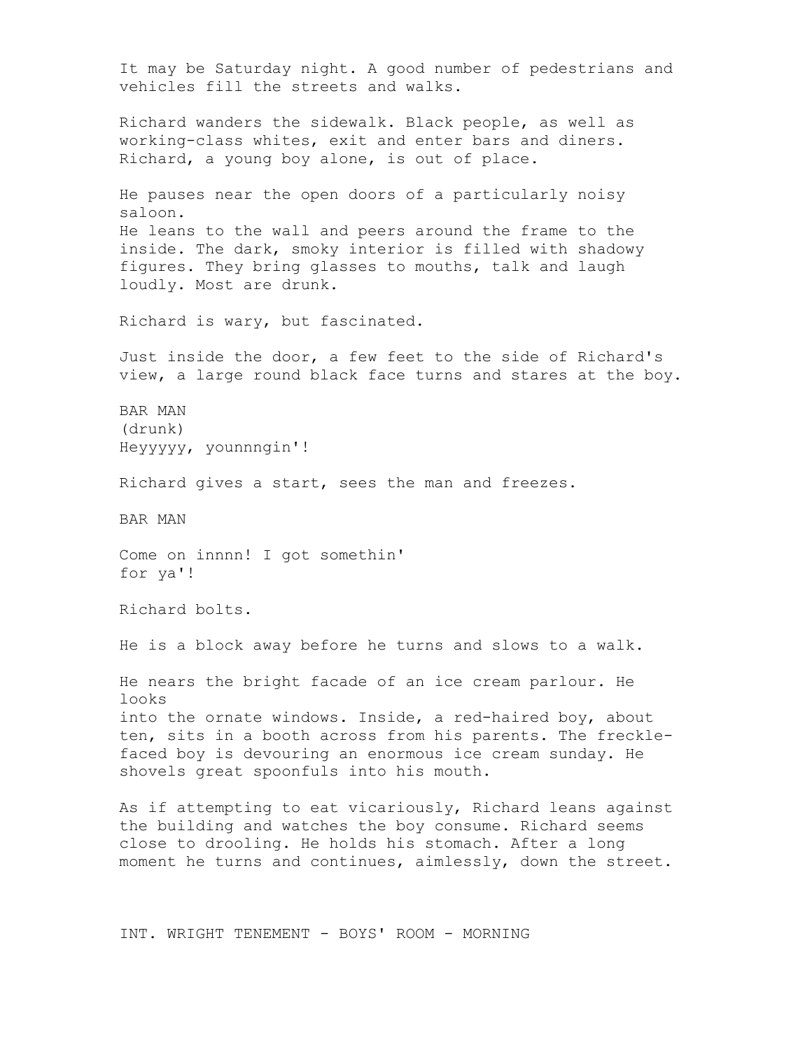It may be Saturday night. A good number of pedestrians and vehicles fill the streets and walks.

Richard wanders the sidewalk. Black people, as well as working-class whites, exit and enter bars and diners. Richard, a young boy alone, is out of place.

He pauses near the open doors of a particularly noisy saloon.
He leans to the wall and peers around the frame to the inside. The dark, smoky interior is filled with shadowy figures. They bring glasses to mouths, talk and laugh loudly. Most are drunk.

Richard is wary, but fascinated.

Just inside the door, a few feet to the side of Richard's view, a large round black face turns and stares at the boy.

BAR MAN
(drunk)
Heyyyyy, younnngin'!

Richard gives a start, sees the man and freezes.

BAR MAN

Come on innnn! I got somethin'
for ya'!

Richard bolts.

He is a block away before he turns and slows to a walk.

He nears the bright facade of an ice cream parlour. He looks
into the ornate windows. Inside, a red-haired boy, about ten, sits in a booth across from his parents. The freckle-faced boy is devouring an enormous ice cream sunday. He shovels great spoonfuls into his mouth.

As if attempting to eat vicariously, Richard leans against the building and watches the boy consume. Richard seems close to drooling. He holds his stomach. After a long moment he turns and continues, aimlessly, down the street.

INT. WRIGHT TENEMENT - BOYS' ROOM - MORNING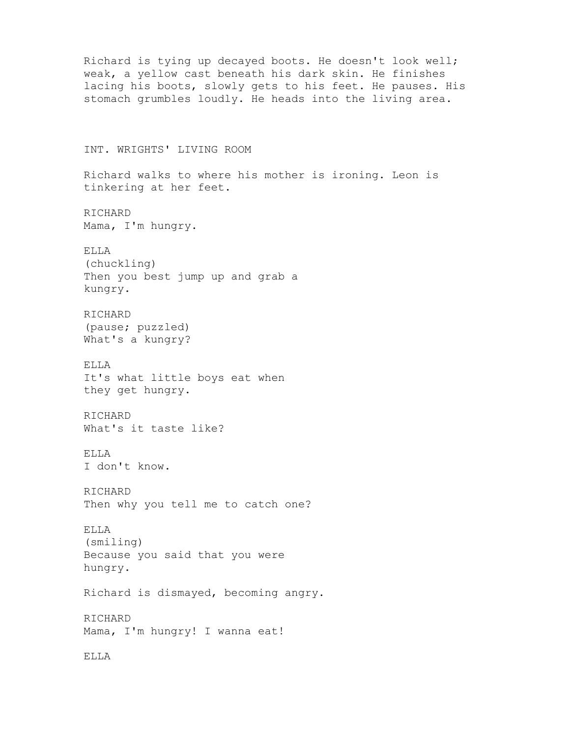Richard is tying up decayed boots. He doesn't look well; weak, a yellow cast beneath his dark skin. He finishes lacing his boots, slowly gets to his feet. He pauses. His stomach grumbles loudly. He heads into the living area.

INT. WRIGHTS' LIVING ROOM

Richard walks to where his mother is ironing. Leon is tinkering at her feet.

RICHARD
Mama, I'm hungry.

ELLA
(chuckling)
Then you best jump up and grab a kungry.

RICHARD
(pause; puzzled)
What's a kungry?

ELLA
It's what little boys eat when they get hungry.

RICHARD
What's it taste like?

ELLA
I don't know.

RICHARD
Then why you tell me to catch one?

ELLA
(smiling)
Because you said that you were hungry.

Richard is dismayed, becoming angry.

RICHARD
Mama, I'm hungry! I wanna eat!

ELLA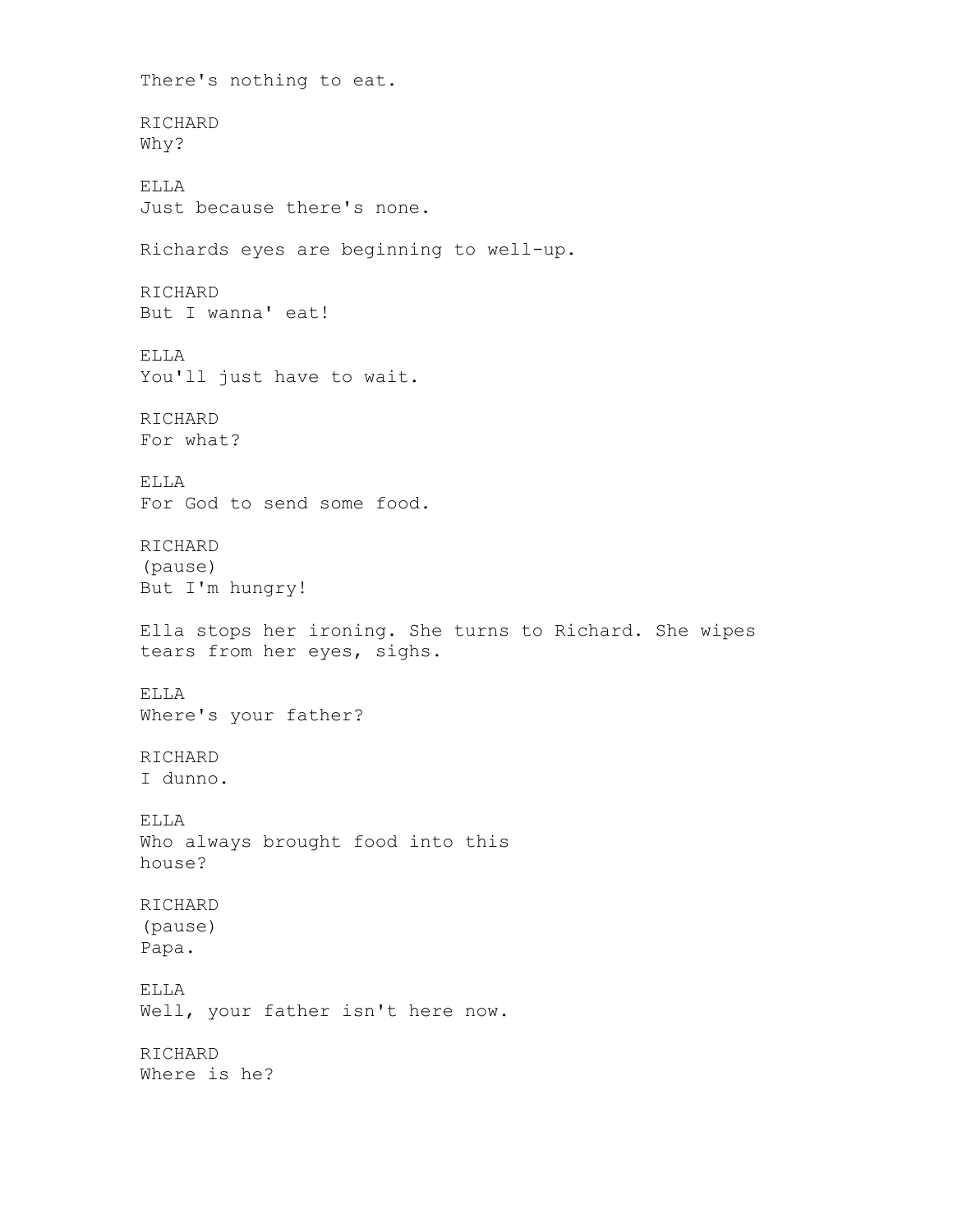There's nothing to eat.

RICHARD
Why?

ELLA
Just because there's none.

Richards eyes are beginning to well-up.

RICHARD
But I wanna' eat!

ELLA
You'll just have to wait.

RICHARD
For what?

ELLA
For God to send some food.

RICHARD
(pause)
But I'm hungry!

Ella stops her ironing. She turns to Richard. She wipes tears from her eyes, sighs.

ELLA
Where's your father?

RICHARD
I dunno.

ELLA
Who always brought food into this house?

RICHARD
(pause)
Papa.

ELLA
Well, your father isn't here now.

RICHARD
Where is he?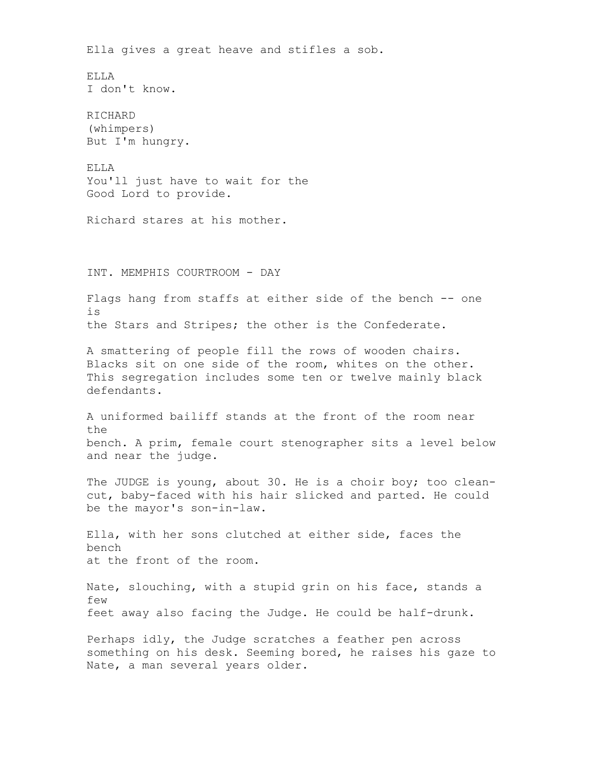Ella gives a great heave and stifles a sob.

ELLA
I don't know.

RICHARD
(whimpers)
But I'm hungry.

ELLA
You'll just have to wait for the
Good Lord to provide.

Richard stares at his mother.

INT. MEMPHIS COURTROOM - DAY

Flags hang from staffs at either side of the bench -- one is
the Stars and Stripes; the other is the Confederate.

A smattering of people fill the rows of wooden chairs. Blacks sit on one side of the room, whites on the other. This segregation includes some ten or twelve mainly black defendants.

A uniformed bailiff stands at the front of the room near the
bench. A prim, female court stenographer sits a level below and near the judge.

The JUDGE is young, about 30. He is a choir boy; too clean-cut, baby-faced with his hair slicked and parted. He could be the mayor's son-in-law.

Ella, with her sons clutched at either side, faces the bench
at the front of the room.

Nate, slouching, with a stupid grin on his face, stands a few
feet away also facing the Judge. He could be half-drunk.

Perhaps idly, the Judge scratches a feather pen across something on his desk. Seeming bored, he raises his gaze to Nate, a man several years older.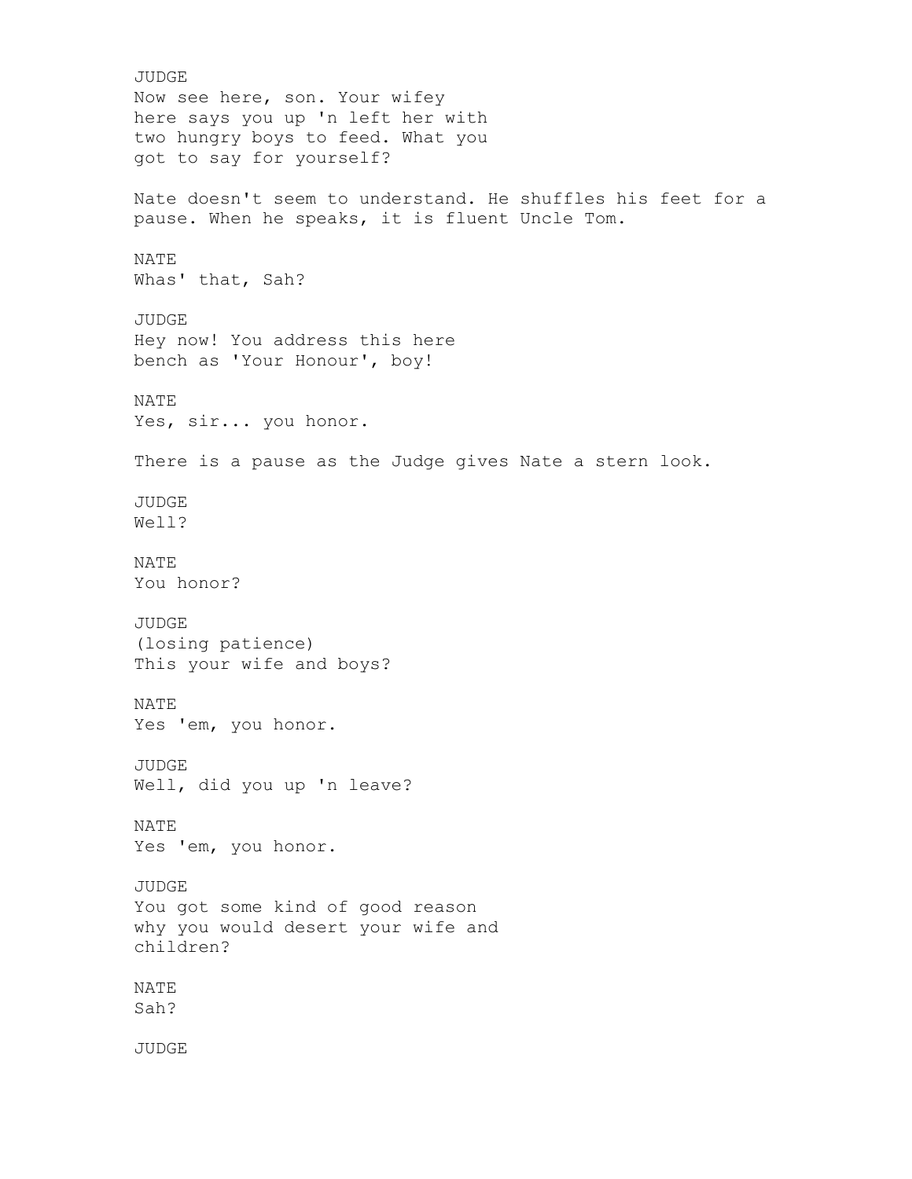JUDGE
Now see here, son. Your wifey
here says you up 'n left her with
two hungry boys to feed. What you
got to say for yourself?

Nate doesn't seem to understand. He shuffles his feet for a
pause. When he speaks, it is fluent Uncle Tom.

NATE
Whas' that, Sah?

JUDGE
Hey now! You address this here
bench as 'Your Honour', boy!

NATE
Yes, sir... you honor.

There is a pause as the Judge gives Nate a stern look.

JUDGE
Well?

NATE
You honor?

JUDGE
(losing patience)
This your wife and boys?

NATE
Yes 'em, you honor.

JUDGE
Well, did you up 'n leave?

NATE
Yes 'em, you honor.

JUDGE
You got some kind of good reason
why you would desert your wife and
children?

NATE
Sah?

JUDGE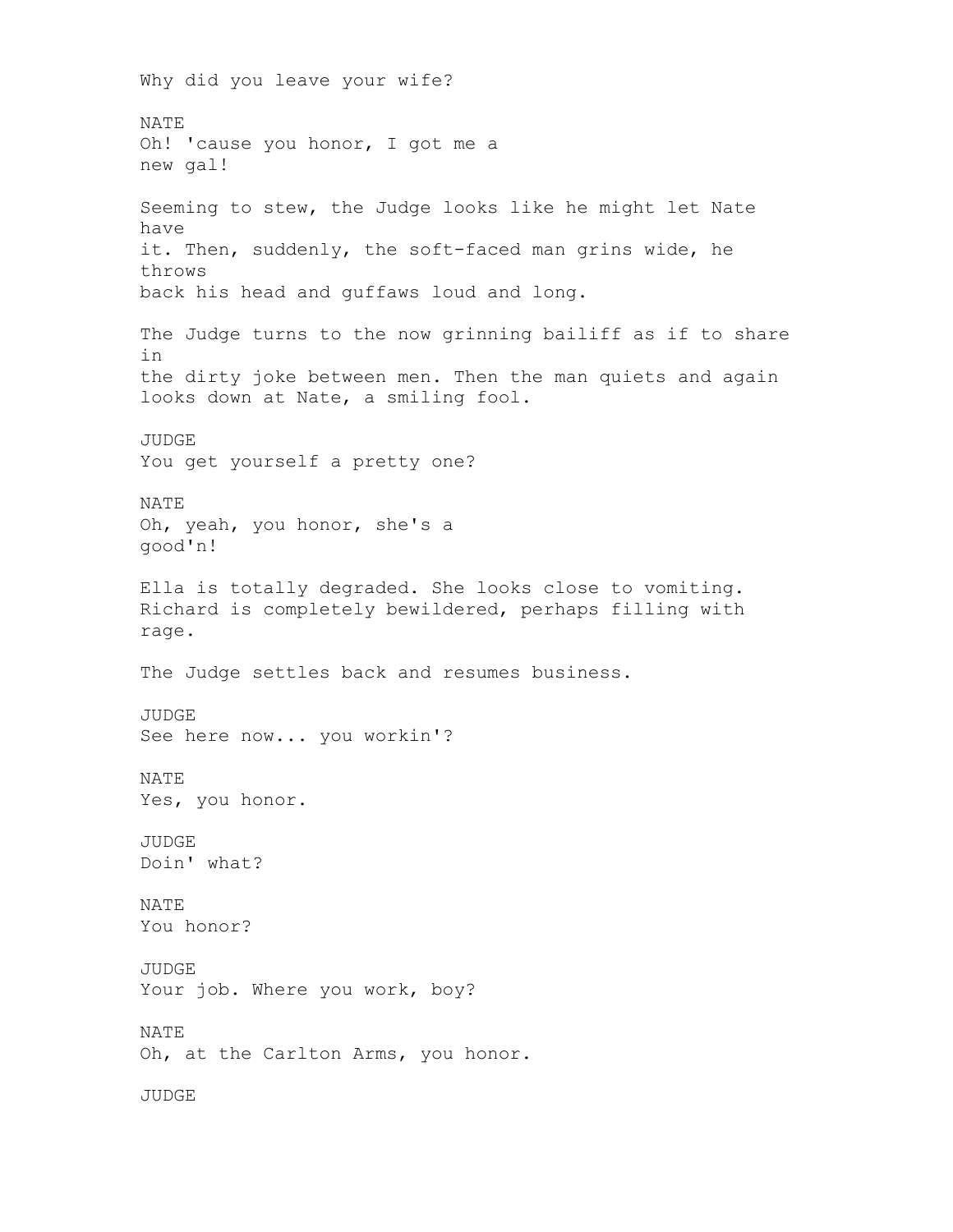Why did you leave your wife?

NATE
Oh! 'cause you honor, I got me a new gal!

Seeming to stew, the Judge looks like he might let Nate have it. Then, suddenly, the soft-faced man grins wide, he throws back his head and guffaws loud and long.

The Judge turns to the now grinning bailiff as if to share in the dirty joke between men. Then the man quiets and again looks down at Nate, a smiling fool.

JUDGE
You get yourself a pretty one?

NATE
Oh, yeah, you honor, she's a good'n!

Ella is totally degraded. She looks close to vomiting. Richard is completely bewildered, perhaps filling with rage.

The Judge settles back and resumes business.

JUDGE
See here now... you workin'?

NATE
Yes, you honor.

JUDGE
Doin' what?

NATE
You honor?

JUDGE
Your job. Where you work, boy?

NATE
Oh, at the Carlton Arms, you honor.

JUDGE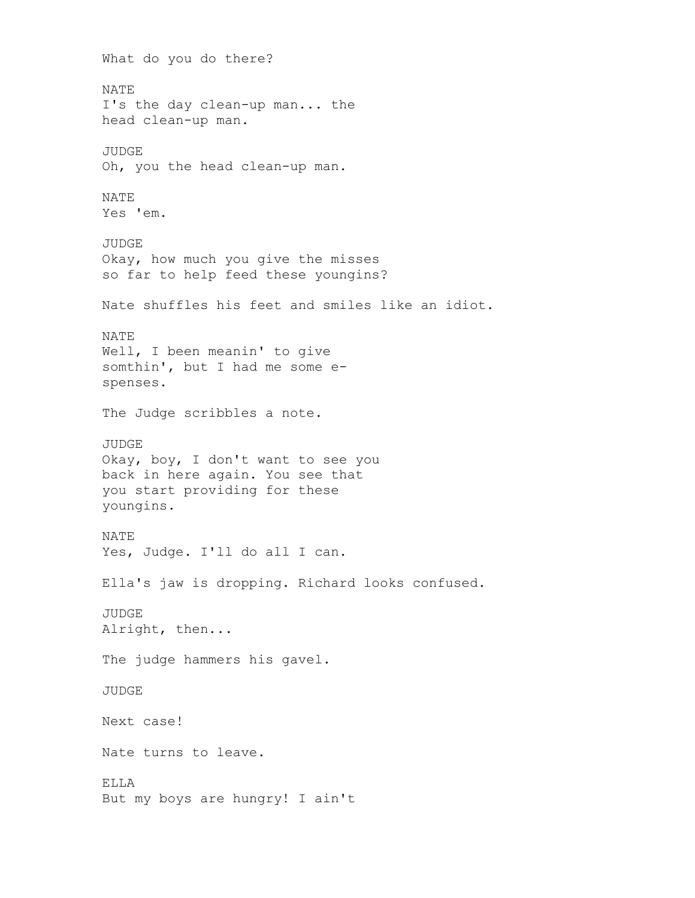What do you do there?

NATE
I's the day clean-up man... the head clean-up man.

JUDGE
Oh, you the head clean-up man.

NATE
Yes 'em.

JUDGE
Okay, how much you give the misses so far to help feed these youngins?

Nate shuffles his feet and smiles like an idiot.

NATE
Well, I been meanin' to give somthin', but I had me some e-spenses.

The Judge scribbles a note.

JUDGE
Okay, boy, I don't want to see you back in here again. You see that you start providing for these youngins.

NATE
Yes, Judge. I'll do all I can.

Ella's jaw is dropping. Richard looks confused.

JUDGE
Alright, then...

The judge hammers his gavel.

JUDGE

Next case!

Nate turns to leave.

ELLA
But my boys are hungry! I ain't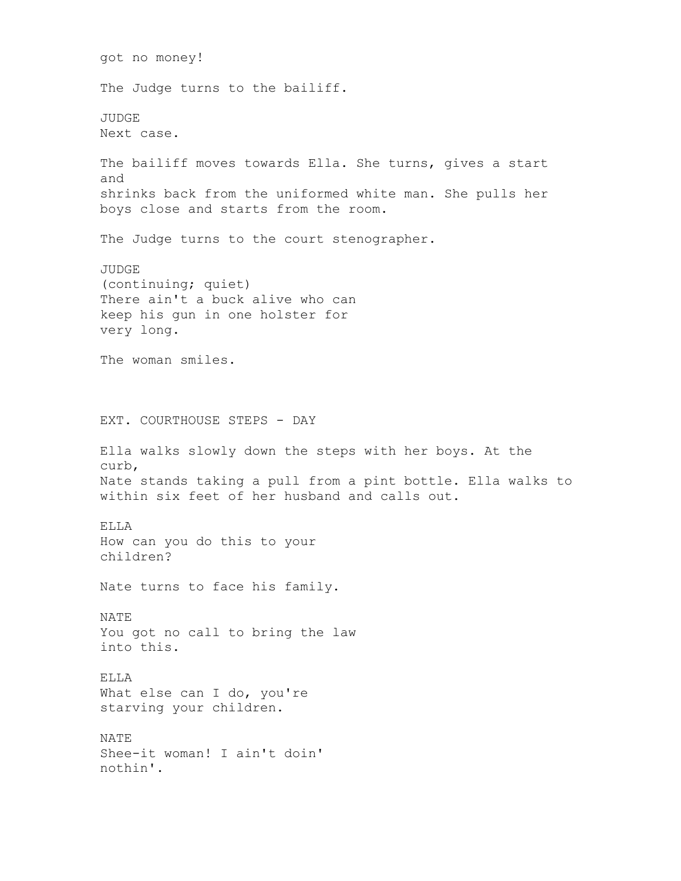got no money!

The Judge turns to the bailiff.

JUDGE
Next case.

The bailiff moves towards Ella. She turns, gives a start and
shrinks back from the uniformed white man. She pulls her boys close and starts from the room.

The Judge turns to the court stenographer.

JUDGE
(continuing; quiet)
There ain't a buck alive who can
keep his gun in one holster for
very long.

The woman smiles.

EXT. COURTHOUSE STEPS - DAY

Ella walks slowly down the steps with her boys. At the curb,
Nate stands taking a pull from a pint bottle. Ella walks to within six feet of her husband and calls out.

ELLA
How can you do this to your
children?

Nate turns to face his family.

NATE
You got no call to bring the law
into this.

ELLA
What else can I do, you're
starving your children.

NATE
Shee-it woman! I ain't doin'
nothin'.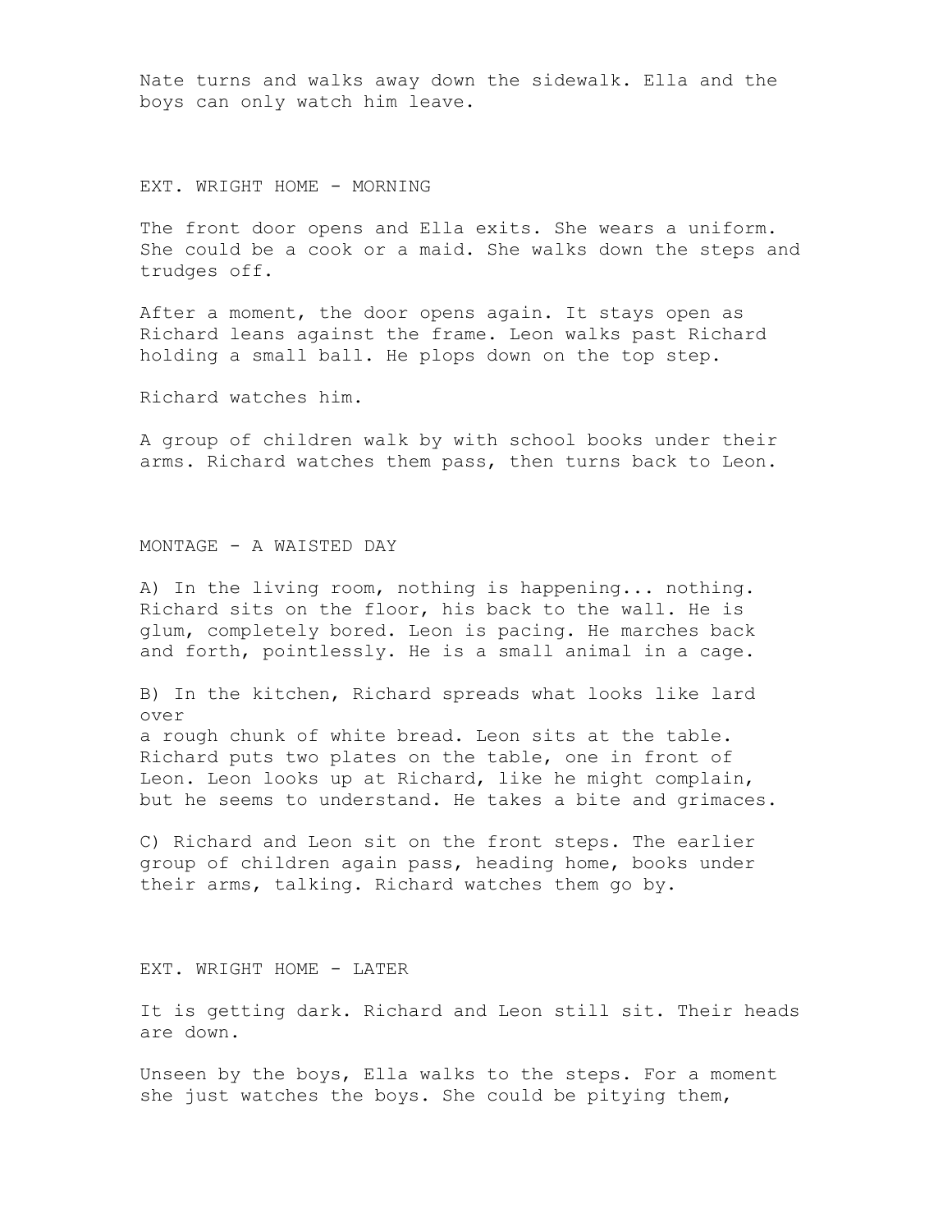Nate turns and walks away down the sidewalk. Ella and the boys can only watch him leave.

EXT. WRIGHT HOME - MORNING

The front door opens and Ella exits. She wears a uniform. She could be a cook or a maid. She walks down the steps and trudges off.

After a moment, the door opens again. It stays open as Richard leans against the frame. Leon walks past Richard holding a small ball. He plops down on the top step.

Richard watches him.

A group of children walk by with school books under their arms. Richard watches them pass, then turns back to Leon.

MONTAGE - A WAISTED DAY

A) In the living room, nothing is happening... nothing. Richard sits on the floor, his back to the wall. He is glum, completely bored. Leon is pacing. He marches back and forth, pointlessly. He is a small animal in a cage.

B) In the kitchen, Richard spreads what looks like lard over
a rough chunk of white bread. Leon sits at the table. Richard puts two plates on the table, one in front of Leon. Leon looks up at Richard, like he might complain, but he seems to understand. He takes a bite and grimaces.

C) Richard and Leon sit on the front steps. The earlier group of children again pass, heading home, books under their arms, talking. Richard watches them go by.

EXT. WRIGHT HOME - LATER

It is getting dark. Richard and Leon still sit. Their heads are down.

Unseen by the boys, Ella walks to the steps. For a moment she just watches the boys. She could be pitying them,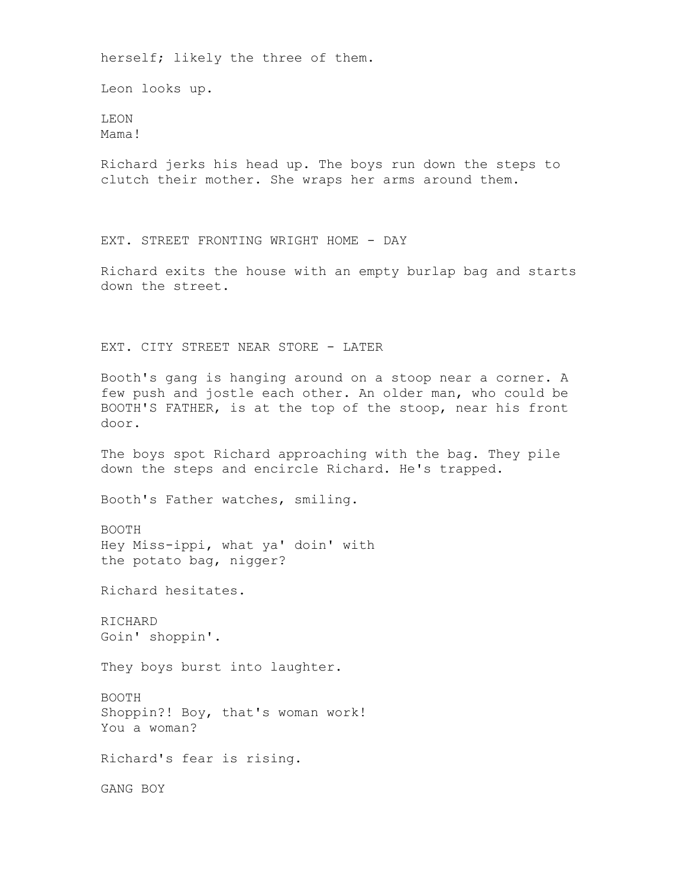herself; likely the three of them.

Leon looks up.

LEON
Mama!

Richard jerks his head up. The boys run down the steps to clutch their mother. She wraps her arms around them.

EXT. STREET FRONTING WRIGHT HOME - DAY

Richard exits the house with an empty burlap bag and starts down the street.

EXT. CITY STREET NEAR STORE - LATER

Booth's gang is hanging around on a stoop near a corner. A few push and jostle each other. An older man, who could be BOOTH'S FATHER, is at the top of the stoop, near his front door.

The boys spot Richard approaching with the bag. They pile down the steps and encircle Richard. He's trapped.

Booth's Father watches, smiling.

BOOTH
Hey Miss-ippi, what ya' doin' with the potato bag, nigger?

Richard hesitates.

RICHARD
Goin' shoppin'.

They boys burst into laughter.

BOOTH
Shoppin?! Boy, that's woman work! You a woman?

Richard's fear is rising.

GANG BOY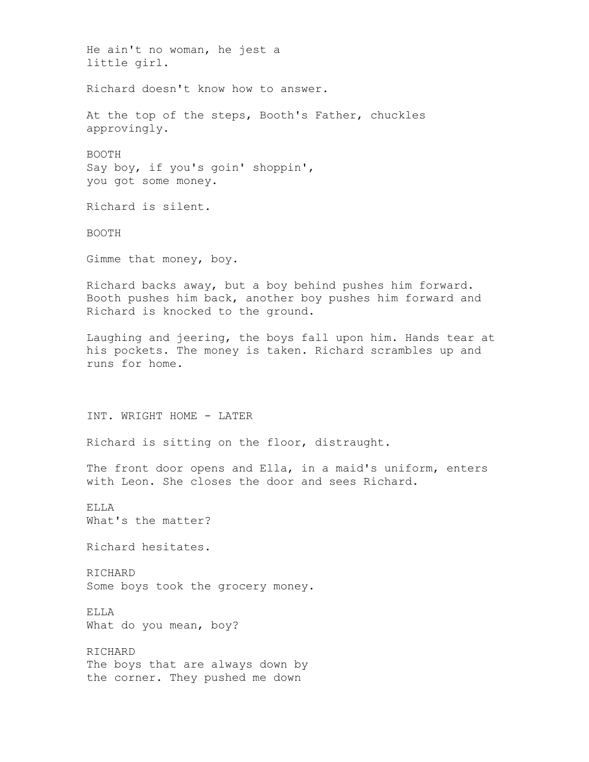He ain't no woman, he jest a
little girl.

Richard doesn't know how to answer.

At the top of the steps, Booth's Father, chuckles
approvingly.

BOOTH
Say boy, if you's goin' shoppin',
you got some money.

Richard is silent.

BOOTH

Gimme that money, boy.

Richard backs away, but a boy behind pushes him forward.
Booth pushes him back, another boy pushes him forward and
Richard is knocked to the ground.

Laughing and jeering, the boys fall upon him. Hands tear at
his pockets. The money is taken. Richard scrambles up and
runs for home.

INT. WRIGHT HOME - LATER

Richard is sitting on the floor, distraught.

The front door opens and Ella, in a maid's uniform, enters
with Leon. She closes the door and sees Richard.

ELLA
What's the matter?

Richard hesitates.

RICHARD
Some boys took the grocery money.

ELLA
What do you mean, boy?

RICHARD
The boys that are always down by
the corner. They pushed me down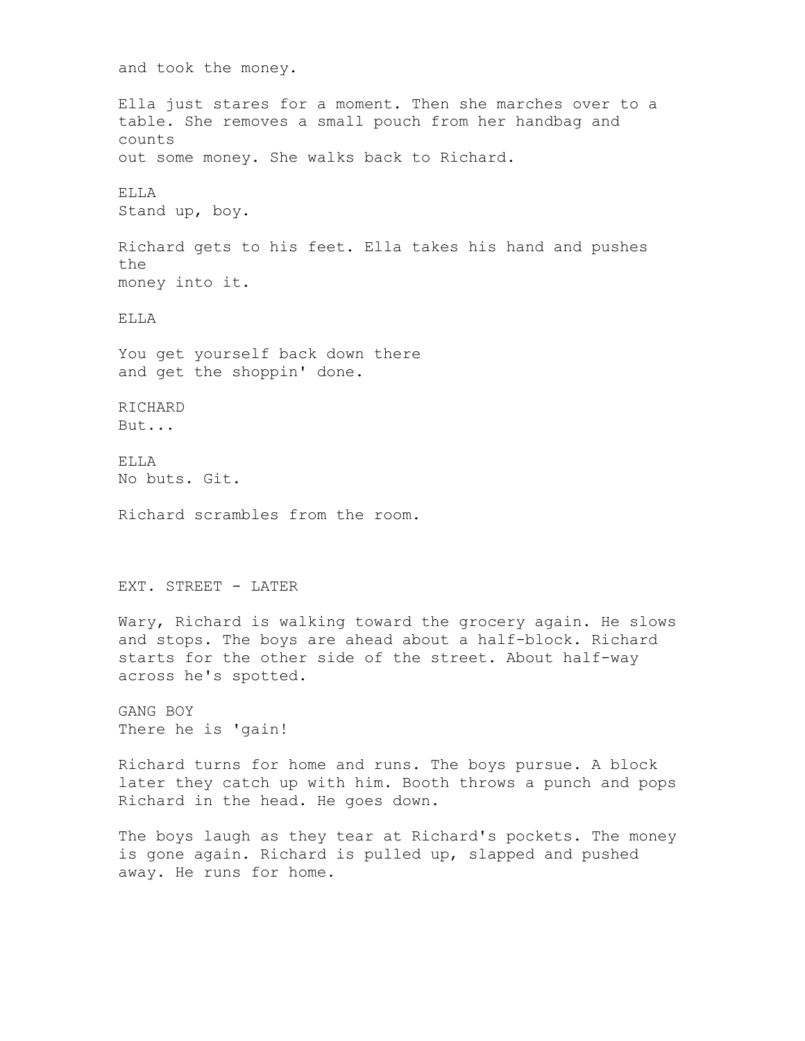and took the money.

Ella just stares for a moment. Then she marches over to a table. She removes a small pouch from her handbag and counts out some money. She walks back to Richard.

ELLA
Stand up, boy.

Richard gets to his feet. Ella takes his hand and pushes the money into it.

ELLA

You get yourself back down there
and get the shoppin' done.

RICHARD
But...

ELLA
No buts. Git.

Richard scrambles from the room.

EXT. STREET - LATER

Wary, Richard is walking toward the grocery again. He slows and stops. The boys are ahead about a half-block. Richard starts for the other side of the street. About half-way across he's spotted.

GANG BOY
There he is 'gain!

Richard turns for home and runs. The boys pursue. A block later they catch up with him. Booth throws a punch and pops Richard in the head. He goes down.

The boys laugh as they tear at Richard's pockets. The money is gone again. Richard is pulled up, slapped and pushed away. He runs for home.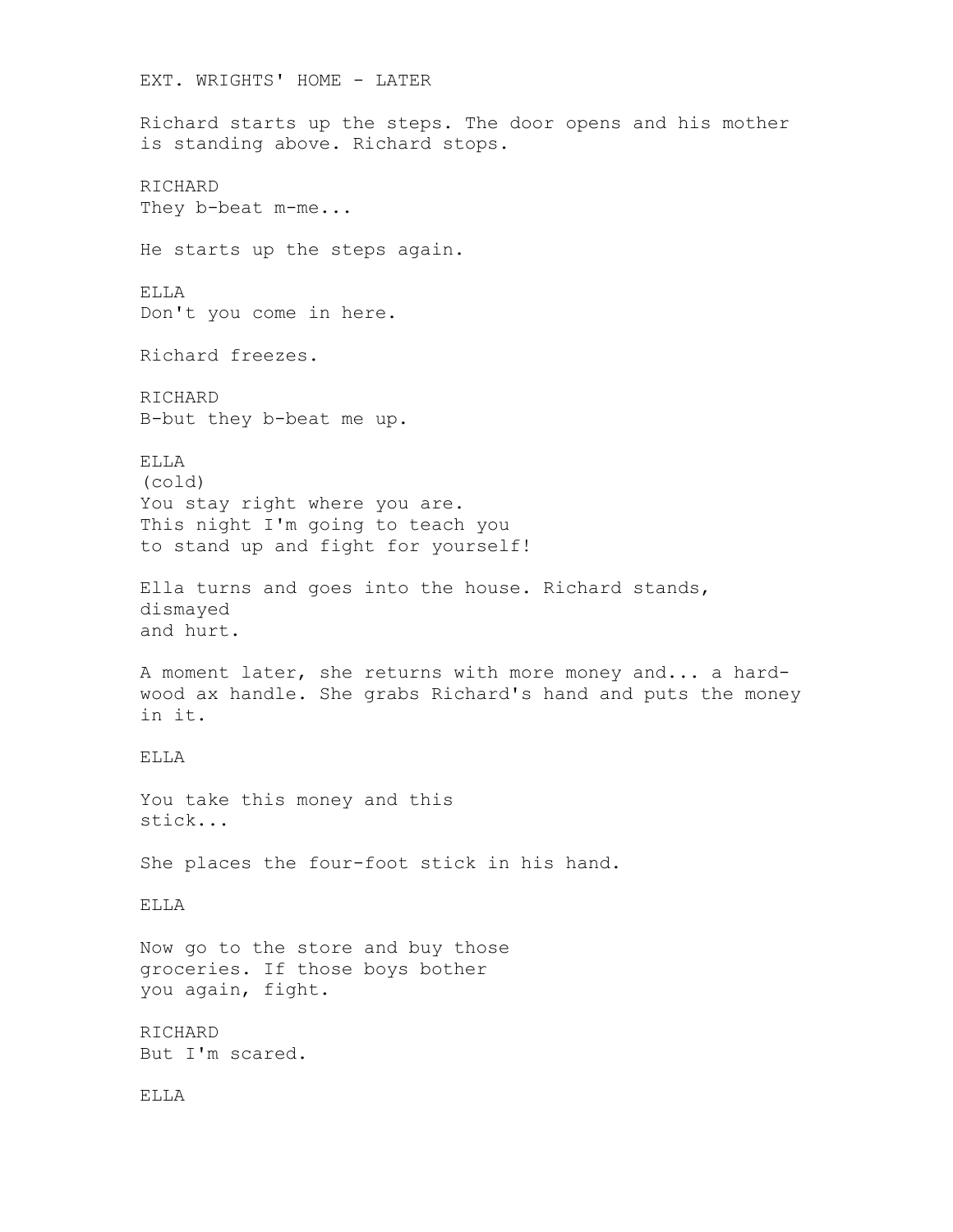EXT. WRIGHTS' HOME - LATER

Richard starts up the steps. The door opens and his mother is standing above. Richard stops.

RICHARD
They b-beat m-me...

He starts up the steps again.

ELLA
Don't you come in here.

Richard freezes.

RICHARD
B-but they b-beat me up.

ELLA
(cold)
You stay right where you are.
This night I'm going to teach you
to stand up and fight for yourself!

Ella turns and goes into the house. Richard stands, dismayed
and hurt.

A moment later, she returns with more money and... a hard-wood ax handle. She grabs Richard's hand and puts the money in it.

ELLA

You take this money and this
stick...

She places the four-foot stick in his hand.

ELLA

Now go to the store and buy those
groceries. If those boys bother
you again, fight.

RICHARD
But I'm scared.

ELLA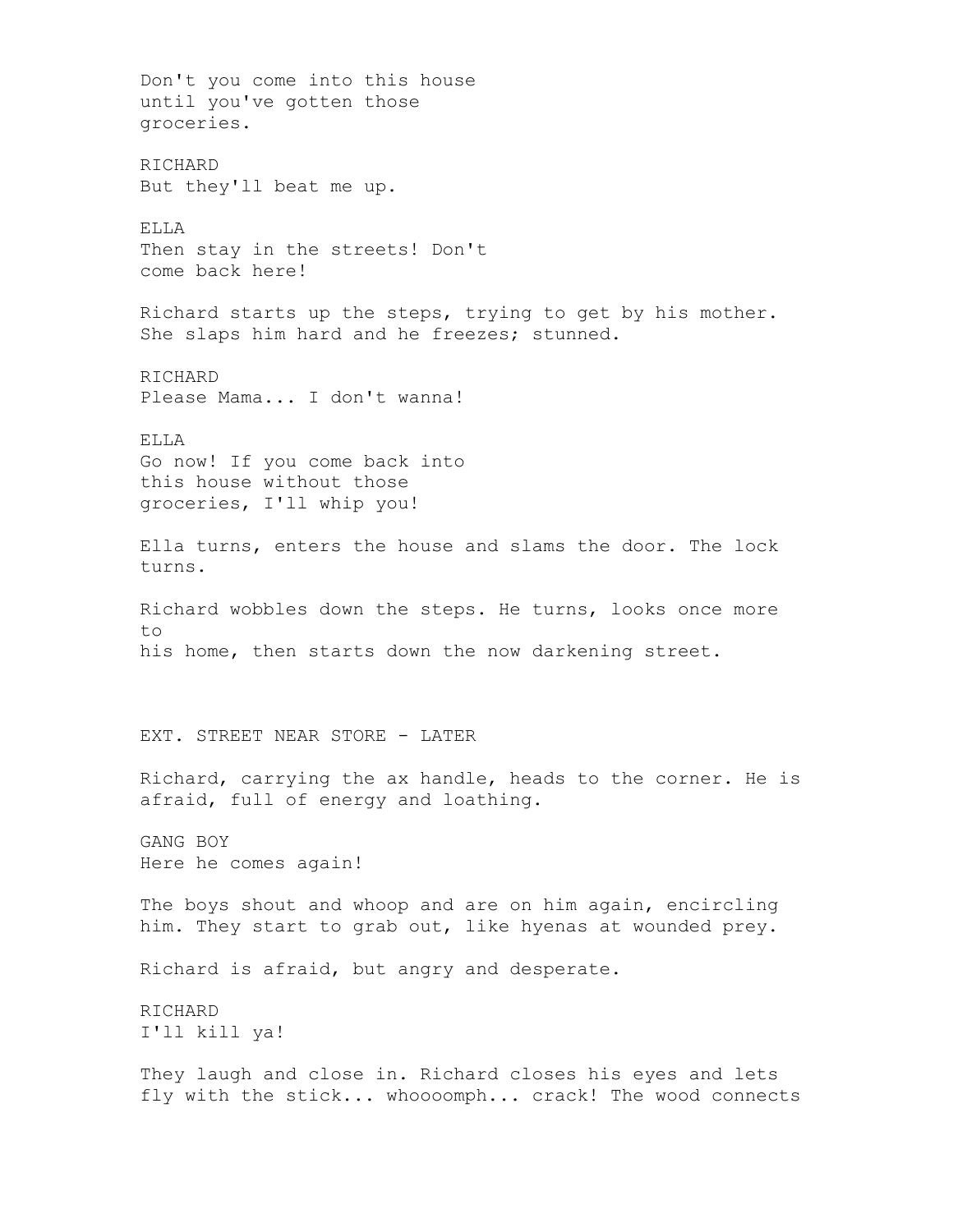Don't you come into this house until you've gotten those groceries.

RICHARD
But they'll beat me up.

ELLA
Then stay in the streets! Don't come back here!

Richard starts up the steps, trying to get by his mother. She slaps him hard and he freezes; stunned.

RICHARD
Please Mama... I don't wanna!

ELLA
Go now! If you come back into this house without those groceries, I'll whip you!

Ella turns, enters the house and slams the door. The lock turns.

Richard wobbles down the steps. He turns, looks once more to his home, then starts down the now darkening street.

EXT. STREET NEAR STORE - LATER

Richard, carrying the ax handle, heads to the corner. He is afraid, full of energy and loathing.

GANG BOY
Here he comes again!

The boys shout and whoop and are on him again, encircling him. They start to grab out, like hyenas at wounded prey.

Richard is afraid, but angry and desperate.

RICHARD
I'll kill ya!

They laugh and close in. Richard closes his eyes and lets fly with the stick... whoooomph... crack! The wood connects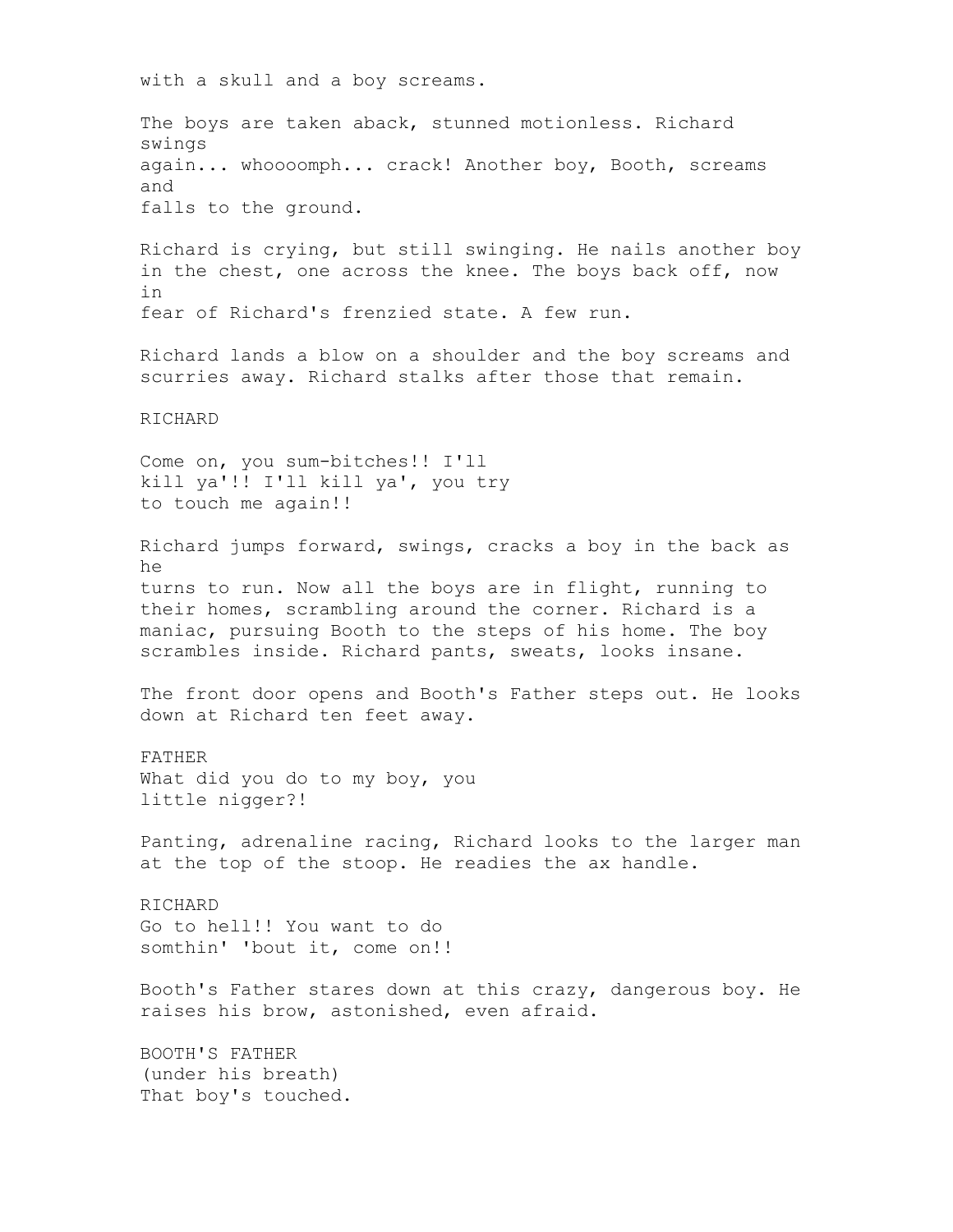with a skull and a boy screams.

The boys are taken aback, stunned motionless. Richard swings again... whoooomph... crack! Another boy, Booth, screams and falls to the ground.

Richard is crying, but still swinging. He nails another boy in the chest, one across the knee. The boys back off, now in fear of Richard's frenzied state. A few run.

Richard lands a blow on a shoulder and the boy screams and scurries away. Richard stalks after those that remain.

RICHARD

Come on, you sum-bitches!! I'll kill ya'!! I'll kill ya', you try to touch me again!!

Richard jumps forward, swings, cracks a boy in the back as he turns to run. Now all the boys are in flight, running to their homes, scrambling around the corner. Richard is a maniac, pursuing Booth to the steps of his home. The boy scrambles inside. Richard pants, sweats, looks insane.

The front door opens and Booth's Father steps out. He looks down at Richard ten feet away.

FATHER
What did you do to my boy, you little nigger?!

Panting, adrenaline racing, Richard looks to the larger man at the top of the stoop. He readies the ax handle.

RICHARD
Go to hell!! You want to do somthin' 'bout it, come on!!

Booth's Father stares down at this crazy, dangerous boy. He raises his brow, astonished, even afraid.

BOOTH'S FATHER
(under his breath)
That boy's touched.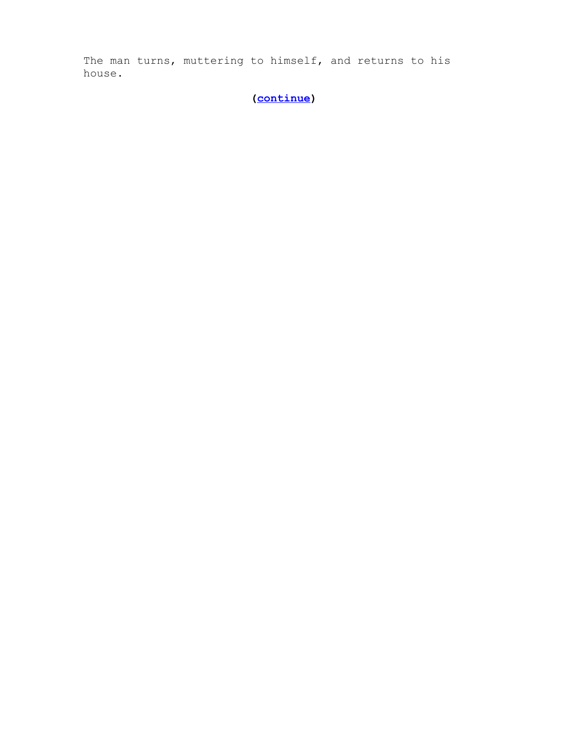The man turns, muttering to himself, and returns to his house.

**(continue)**